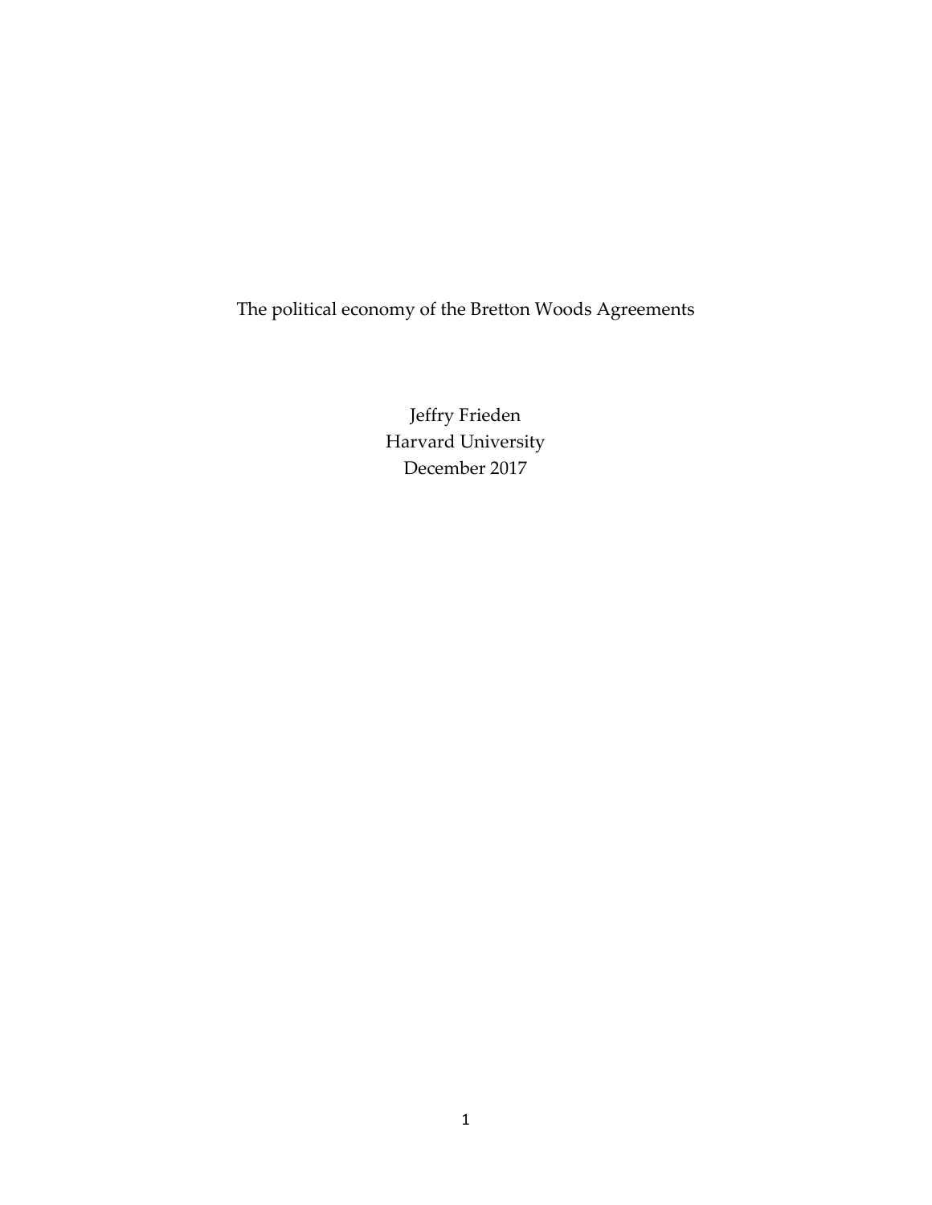# The political economy of the Bretton Woods Agreements

Jeffry Frieden
Harvard University
December 2017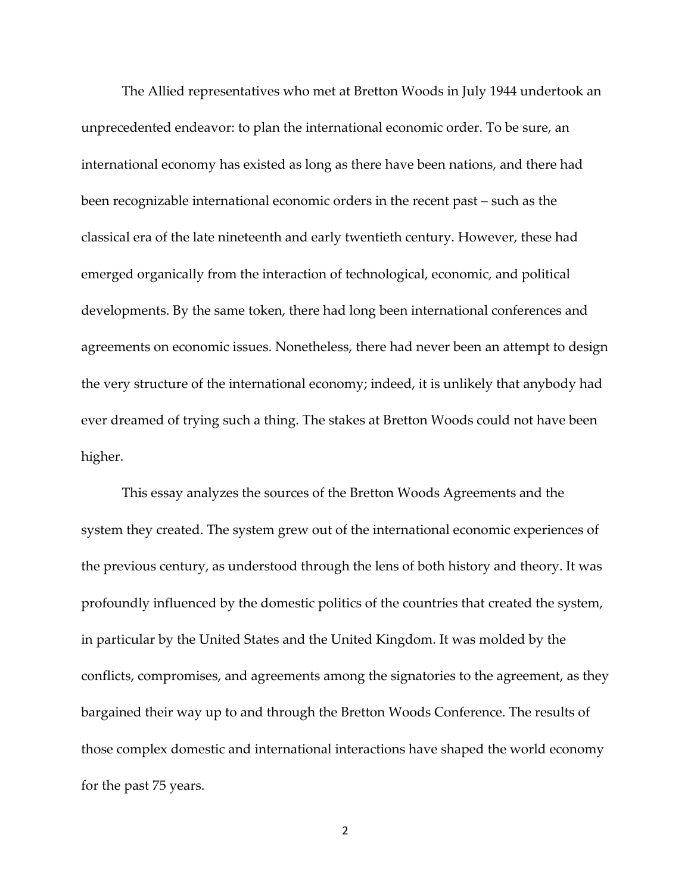The Allied representatives who met at Bretton Woods in July 1944 undertook an unprecedented endeavor: to plan the international economic order. To be sure, an international economy has existed as long as there have been nations, and there had been recognizable international economic orders in the recent past – such as the classical era of the late nineteenth and early twentieth century. However, these had emerged organically from the interaction of technological, economic, and political developments. By the same token, there had long been international conferences and agreements on economic issues. Nonetheless, there had never been an attempt to design the very structure of the international economy; indeed, it is unlikely that anybody had ever dreamed of trying such a thing. The stakes at Bretton Woods could not have been higher.

This essay analyzes the sources of the Bretton Woods Agreements and the system they created. The system grew out of the international economic experiences of the previous century, as understood through the lens of both history and theory. It was profoundly influenced by the domestic politics of the countries that created the system, in particular by the United States and the United Kingdom. It was molded by the conflicts, compromises, and agreements among the signatories to the agreement, as they bargained their way up to and through the Bretton Woods Conference. The results of those complex domestic and international interactions have shaped the world economy for the past 75 years.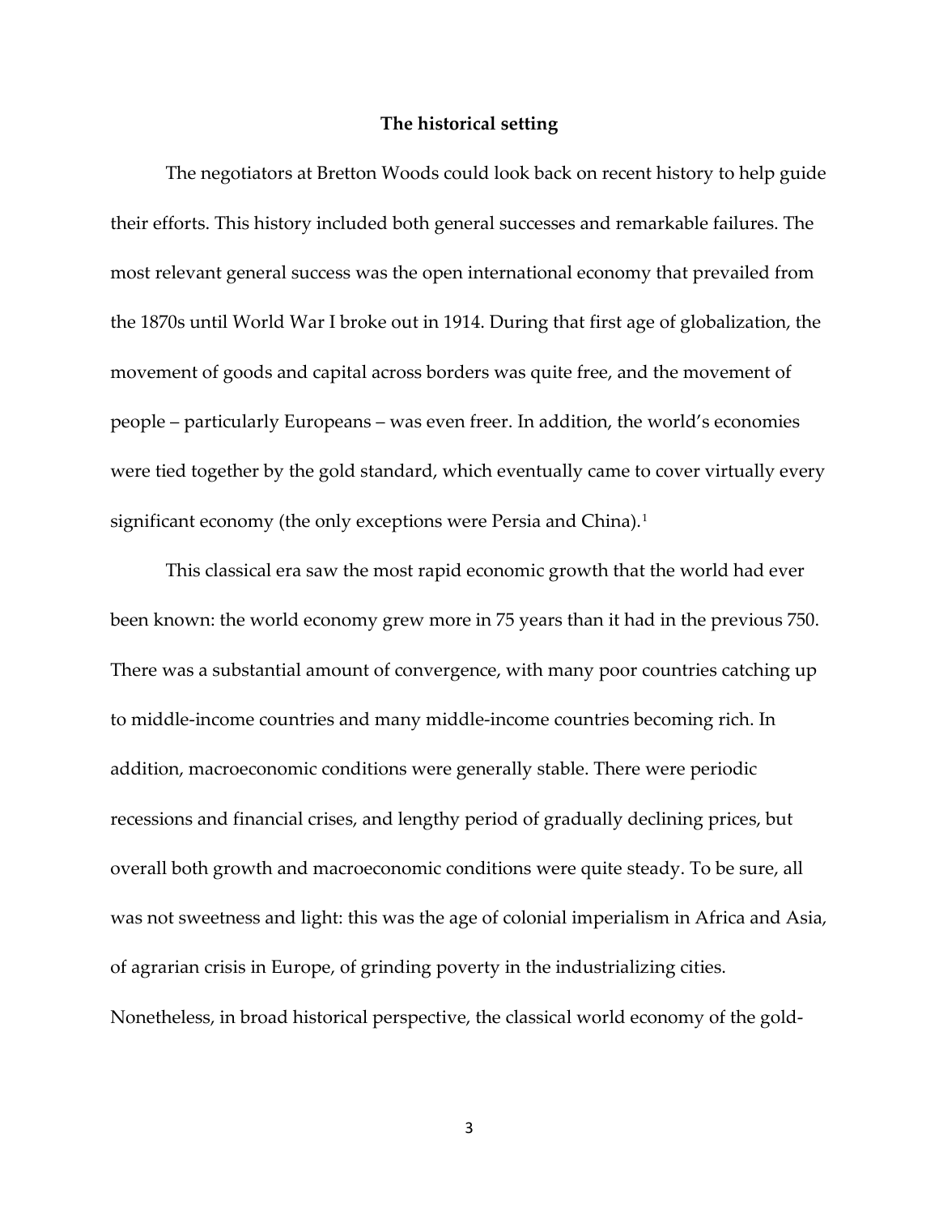**The historical setting**

The negotiators at Bretton Woods could look back on recent history to help guide their efforts. This history included both general successes and remarkable failures. The most relevant general success was the open international economy that prevailed from the 1870s until World War I broke out in 1914. During that first age of globalization, the movement of goods and capital across borders was quite free, and the movement of people – particularly Europeans – was even freer. In addition, the world's economies were tied together by the gold standard, which eventually came to cover virtually every significant economy (the only exceptions were Persia and China).[1]

This classical era saw the most rapid economic growth that the world had ever been known: the world economy grew more in 75 years than it had in the previous 750. There was a substantial amount of convergence, with many poor countries catching up to middle-income countries and many middle-income countries becoming rich. In addition, macroeconomic conditions were generally stable. There were periodic recessions and financial crises, and lengthy period of gradually declining prices, but overall both growth and macroeconomic conditions were quite steady. To be sure, all was not sweetness and light: this was the age of colonial imperialism in Africa and Asia, of agrarian crisis in Europe, of grinding poverty in the industrializing cities. Nonetheless, in broad historical perspective, the classical world economy of the gold-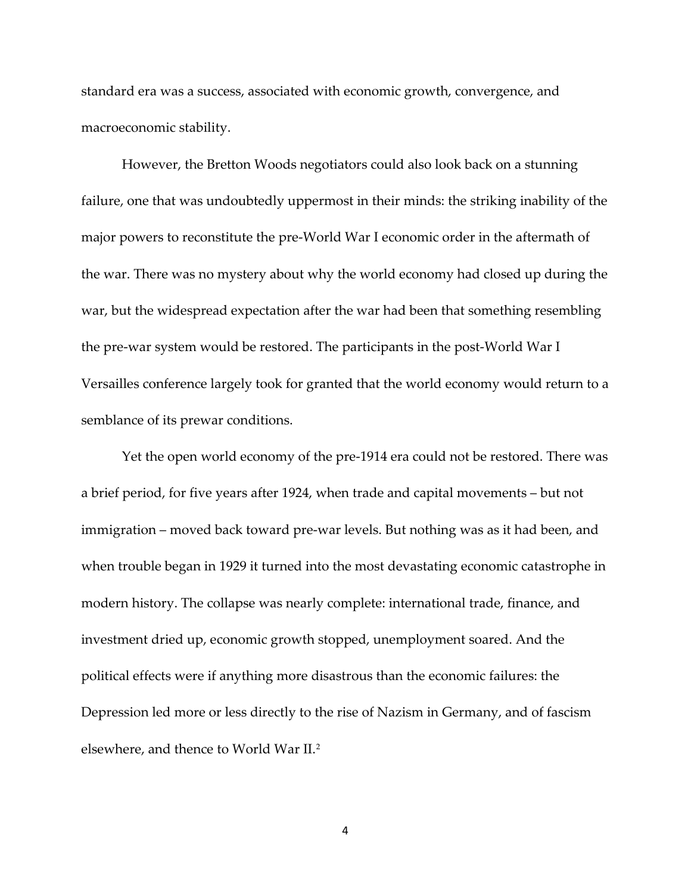standard era was a success, associated with economic growth, convergence, and macroeconomic stability.

However, the Bretton Woods negotiators could also look back on a stunning failure, one that was undoubtedly uppermost in their minds: the striking inability of the major powers to reconstitute the pre-World War I economic order in the aftermath of the war. There was no mystery about why the world economy had closed up during the war, but the widespread expectation after the war had been that something resembling the pre-war system would be restored. The participants in the post-World War I Versailles conference largely took for granted that the world economy would return to a semblance of its prewar conditions.

Yet the open world economy of the pre-1914 era could not be restored. There was a brief period, for five years after 1924, when trade and capital movements – but not immigration – moved back toward pre-war levels. But nothing was as it had been, and when trouble began in 1929 it turned into the most devastating economic catastrophe in modern history. The collapse was nearly complete: international trade, finance, and investment dried up, economic growth stopped, unemployment soared. And the political effects were if anything more disastrous than the economic failures: the Depression led more or less directly to the rise of Nazism in Germany, and of fascism elsewhere, and thence to World War II.[2]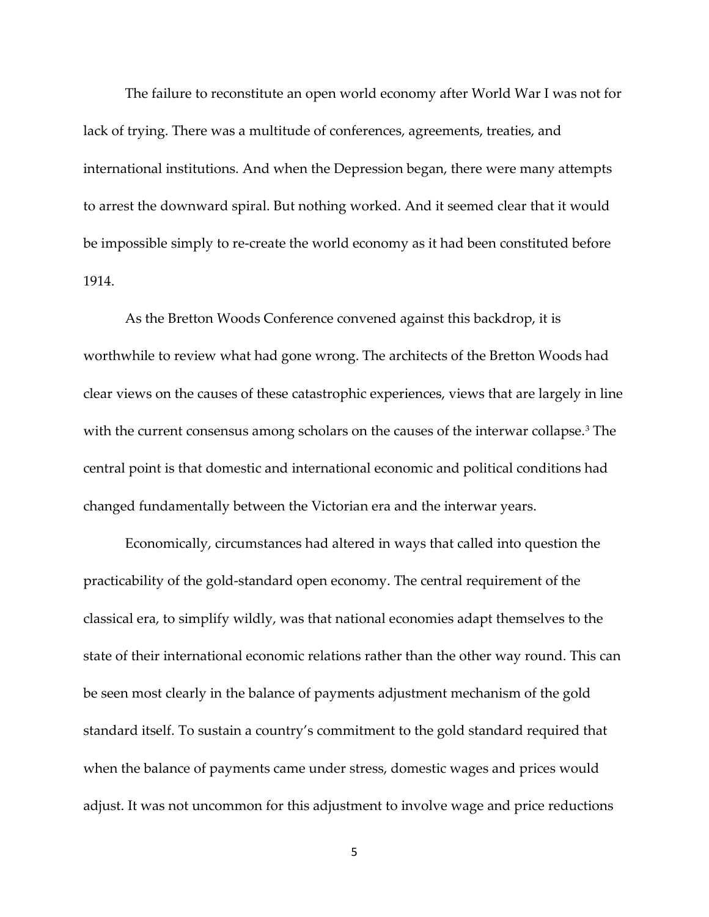The failure to reconstitute an open world economy after World War I was not for lack of trying. There was a multitude of conferences, agreements, treaties, and international institutions. And when the Depression began, there were many attempts to arrest the downward spiral. But nothing worked. And it seemed clear that it would be impossible simply to re-create the world economy as it had been constituted before 1914.

As the Bretton Woods Conference convened against this backdrop, it is worthwhile to review what had gone wrong. The architects of the Bretton Woods had clear views on the causes of these catastrophic experiences, views that are largely in line with the current consensus among scholars on the causes of the interwar collapse.[3] The central point is that domestic and international economic and political conditions had changed fundamentally between the Victorian era and the interwar years.

Economically, circumstances had altered in ways that called into question the practicability of the gold-standard open economy. The central requirement of the classical era, to simplify wildly, was that national economies adapt themselves to the state of their international economic relations rather than the other way round. This can be seen most clearly in the balance of payments adjustment mechanism of the gold standard itself. To sustain a country's commitment to the gold standard required that when the balance of payments came under stress, domestic wages and prices would adjust. It was not uncommon for this adjustment to involve wage and price reductions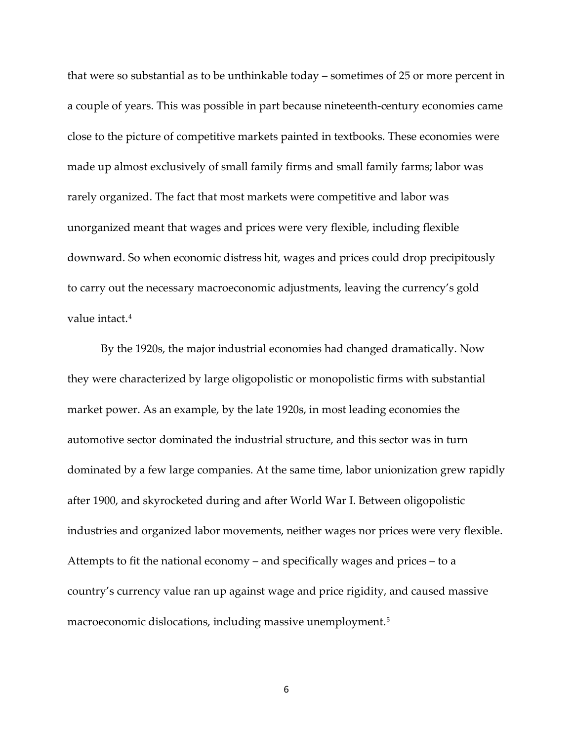that were so substantial as to be unthinkable today – sometimes of 25 or more percent in a couple of years. This was possible in part because nineteenth-century economies came close to the picture of competitive markets painted in textbooks. These economies were made up almost exclusively of small family firms and small family farms; labor was rarely organized. The fact that most markets were competitive and labor was unorganized meant that wages and prices were very flexible, including flexible downward. So when economic distress hit, wages and prices could drop precipitously to carry out the necessary macroeconomic adjustments, leaving the currency's gold value intact.[4]

By the 1920s, the major industrial economies had changed dramatically. Now they were characterized by large oligopolistic or monopolistic firms with substantial market power. As an example, by the late 1920s, in most leading economies the automotive sector dominated the industrial structure, and this sector was in turn dominated by a few large companies. At the same time, labor unionization grew rapidly after 1900, and skyrocketed during and after World War I. Between oligopolistic industries and organized labor movements, neither wages nor prices were very flexible. Attempts to fit the national economy – and specifically wages and prices – to a country's currency value ran up against wage and price rigidity, and caused massive macroeconomic dislocations, including massive unemployment.[5]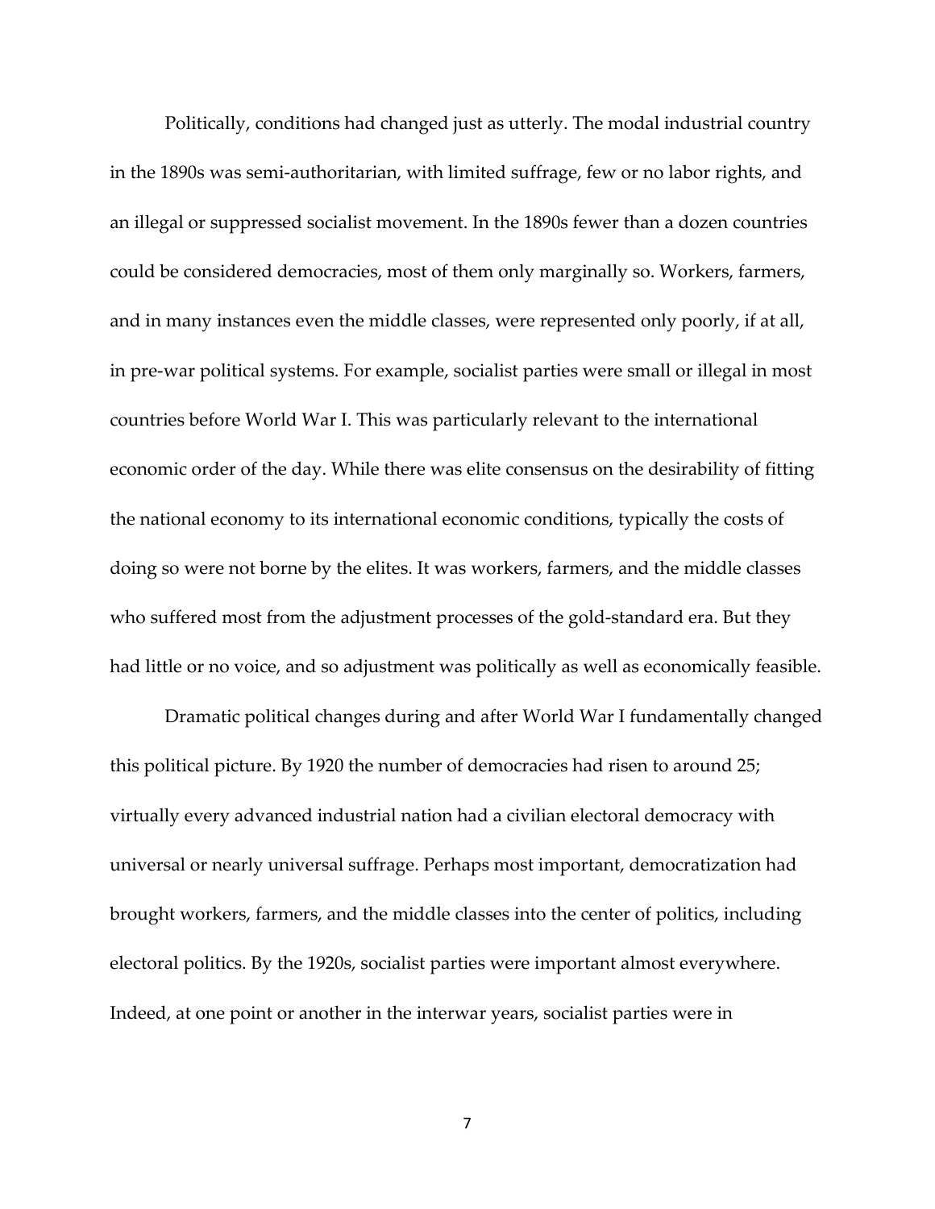Politically, conditions had changed just as utterly. The modal industrial country in the 1890s was semi-authoritarian, with limited suffrage, few or no labor rights, and an illegal or suppressed socialist movement. In the 1890s fewer than a dozen countries could be considered democracies, most of them only marginally so. Workers, farmers, and in many instances even the middle classes, were represented only poorly, if at all, in pre-war political systems. For example, socialist parties were small or illegal in most countries before World War I. This was particularly relevant to the international economic order of the day. While there was elite consensus on the desirability of fitting the national economy to its international economic conditions, typically the costs of doing so were not borne by the elites. It was workers, farmers, and the middle classes who suffered most from the adjustment processes of the gold-standard era. But they had little or no voice, and so adjustment was politically as well as economically feasible.

Dramatic political changes during and after World War I fundamentally changed this political picture. By 1920 the number of democracies had risen to around 25; virtually every advanced industrial nation had a civilian electoral democracy with universal or nearly universal suffrage. Perhaps most important, democratization had brought workers, farmers, and the middle classes into the center of politics, including electoral politics. By the 1920s, socialist parties were important almost everywhere. Indeed, at one point or another in the interwar years, socialist parties were in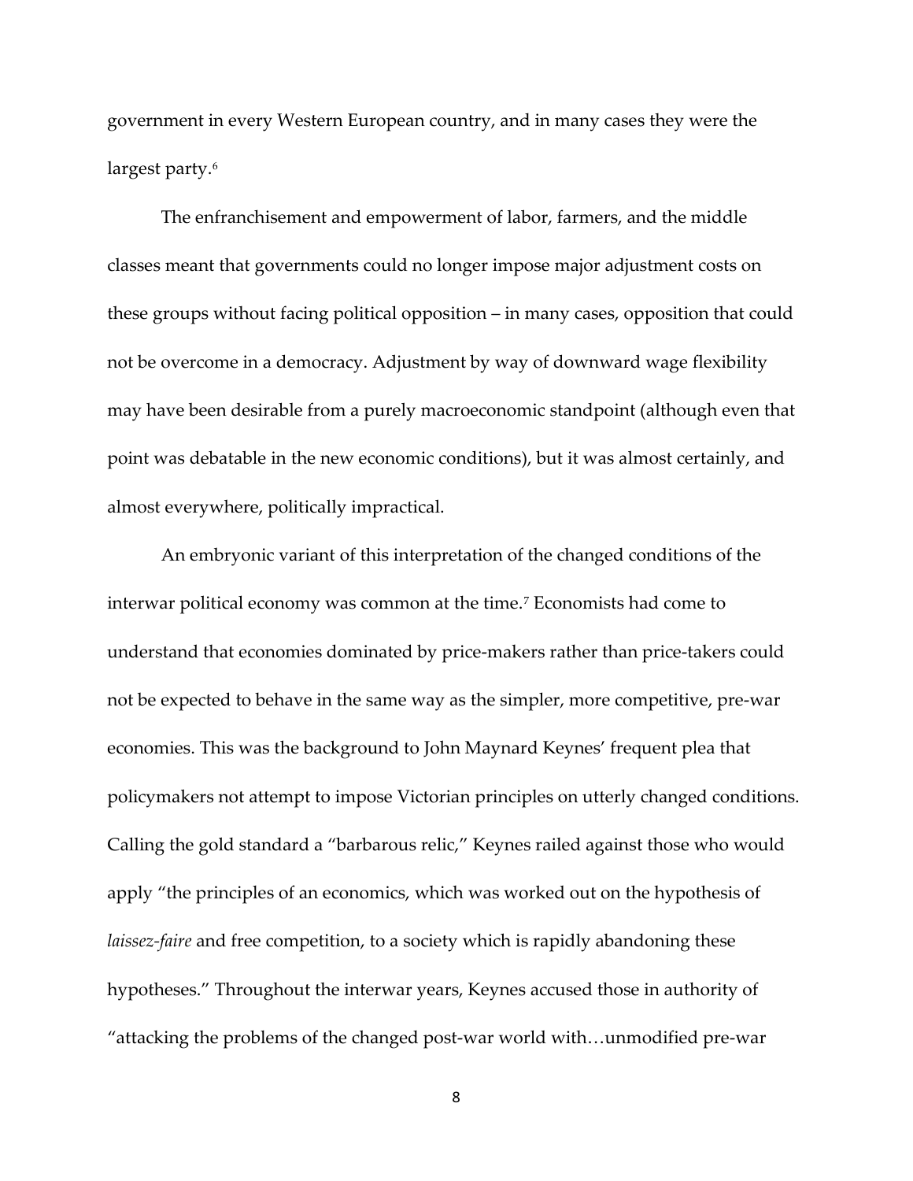government in every Western European country, and in many cases they were the largest party.[6]

The enfranchisement and empowerment of labor, farmers, and the middle classes meant that governments could no longer impose major adjustment costs on these groups without facing political opposition – in many cases, opposition that could not be overcome in a democracy. Adjustment by way of downward wage flexibility may have been desirable from a purely macroeconomic standpoint (although even that point was debatable in the new economic conditions), but it was almost certainly, and almost everywhere, politically impractical.

An embryonic variant of this interpretation of the changed conditions of the interwar political economy was common at the time.[7] Economists had come to understand that economies dominated by price-makers rather than price-takers could not be expected to behave in the same way as the simpler, more competitive, pre-war economies. This was the background to John Maynard Keynes' frequent plea that policymakers not attempt to impose Victorian principles on utterly changed conditions. Calling the gold standard a "barbarous relic," Keynes railed against those who would apply "the principles of an economics, which was worked out on the hypothesis of *laissez-faire* and free competition, to a society which is rapidly abandoning these hypotheses." Throughout the interwar years, Keynes accused those in authority of "attacking the problems of the changed post-war world with…unmodified pre-war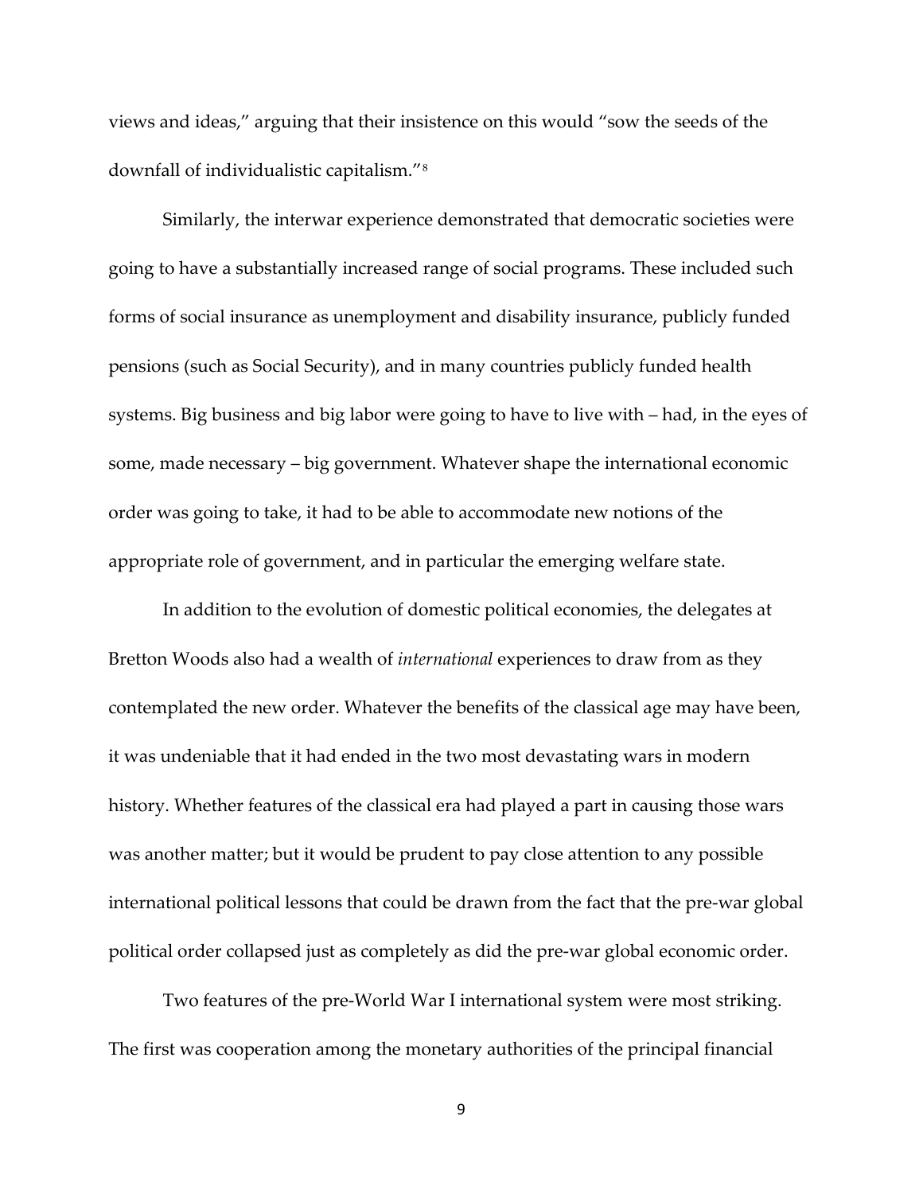views and ideas," arguing that their insistence on this would "sow the seeds of the downfall of individualistic capitalism."[8]

Similarly, the interwar experience demonstrated that democratic societies were going to have a substantially increased range of social programs. These included such forms of social insurance as unemployment and disability insurance, publicly funded pensions (such as Social Security), and in many countries publicly funded health systems. Big business and big labor were going to have to live with – had, in the eyes of some, made necessary – big government. Whatever shape the international economic order was going to take, it had to be able to accommodate new notions of the appropriate role of government, and in particular the emerging welfare state.

In addition to the evolution of domestic political economies, the delegates at Bretton Woods also had a wealth of *international* experiences to draw from as they contemplated the new order. Whatever the benefits of the classical age may have been, it was undeniable that it had ended in the two most devastating wars in modern history. Whether features of the classical era had played a part in causing those wars was another matter; but it would be prudent to pay close attention to any possible international political lessons that could be drawn from the fact that the pre-war global political order collapsed just as completely as did the pre-war global economic order.

Two features of the pre-World War I international system were most striking. The first was cooperation among the monetary authorities of the principal financial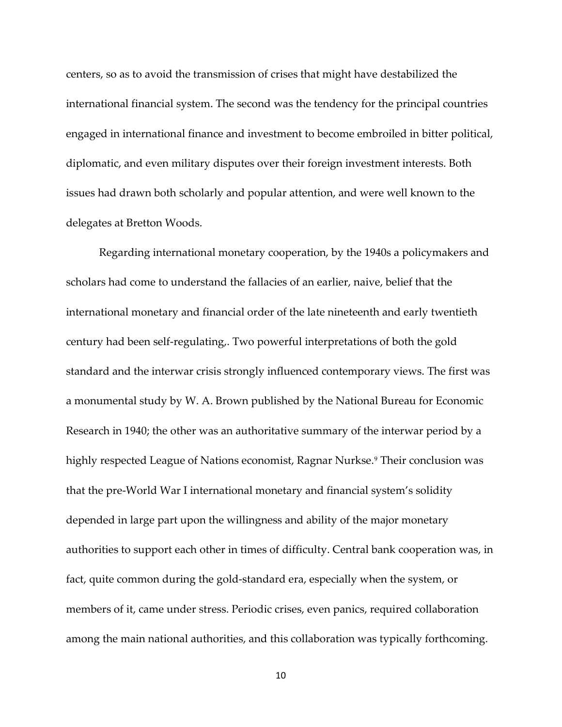centers, so as to avoid the transmission of crises that might have destabilized the international financial system. The second was the tendency for the principal countries engaged in international finance and investment to become embroiled in bitter political, diplomatic, and even military disputes over their foreign investment interests. Both issues had drawn both scholarly and popular attention, and were well known to the delegates at Bretton Woods.

Regarding international monetary cooperation, by the 1940s a policymakers and scholars had come to understand the fallacies of an earlier, naive, belief that the international monetary and financial order of the late nineteenth and early twentieth century had been self-regulating,. Two powerful interpretations of both the gold standard and the interwar crisis strongly influenced contemporary views. The first was a monumental study by W. A. Brown published by the National Bureau for Economic Research in 1940; the other was an authoritative summary of the interwar period by a highly respected League of Nations economist, Ragnar Nurkse.[9] Their conclusion was that the pre-World War I international monetary and financial system's solidity depended in large part upon the willingness and ability of the major monetary authorities to support each other in times of difficulty. Central bank cooperation was, in fact, quite common during the gold-standard era, especially when the system, or members of it, came under stress. Periodic crises, even panics, required collaboration among the main national authorities, and this collaboration was typically forthcoming.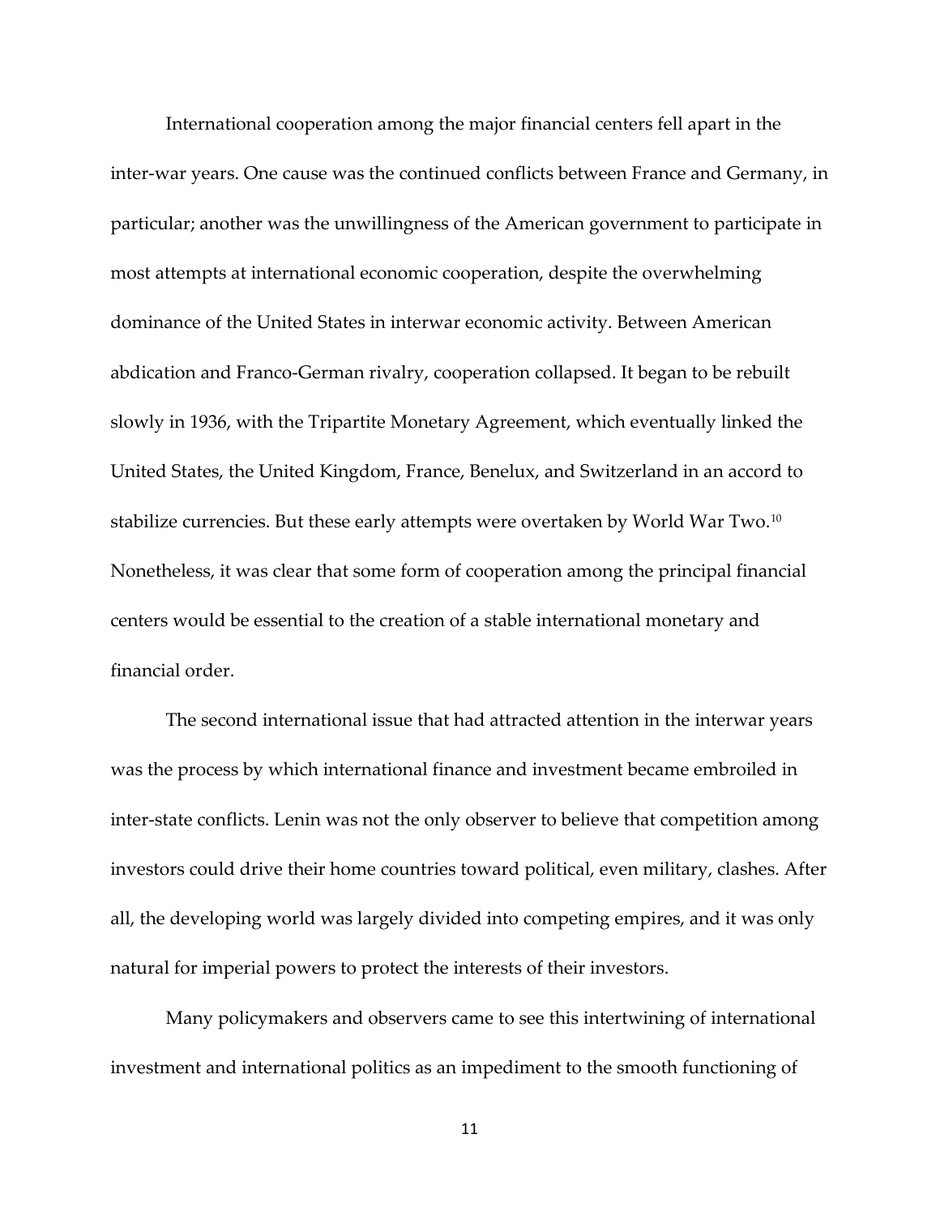International cooperation among the major financial centers fell apart in the inter-war years. One cause was the continued conflicts between France and Germany, in particular; another was the unwillingness of the American government to participate in most attempts at international economic cooperation, despite the overwhelming dominance of the United States in interwar economic activity. Between American abdication and Franco-German rivalry, cooperation collapsed. It began to be rebuilt slowly in 1936, with the Tripartite Monetary Agreement, which eventually linked the United States, the United Kingdom, France, Benelux, and Switzerland in an accord to stabilize currencies. But these early attempts were overtaken by World War Two.[10] Nonetheless, it was clear that some form of cooperation among the principal financial centers would be essential to the creation of a stable international monetary and financial order.

The second international issue that had attracted attention in the interwar years was the process by which international finance and investment became embroiled in inter-state conflicts. Lenin was not the only observer to believe that competition among investors could drive their home countries toward political, even military, clashes. After all, the developing world was largely divided into competing empires, and it was only natural for imperial powers to protect the interests of their investors.

Many policymakers and observers came to see this intertwining of international investment and international politics as an impediment to the smooth functioning of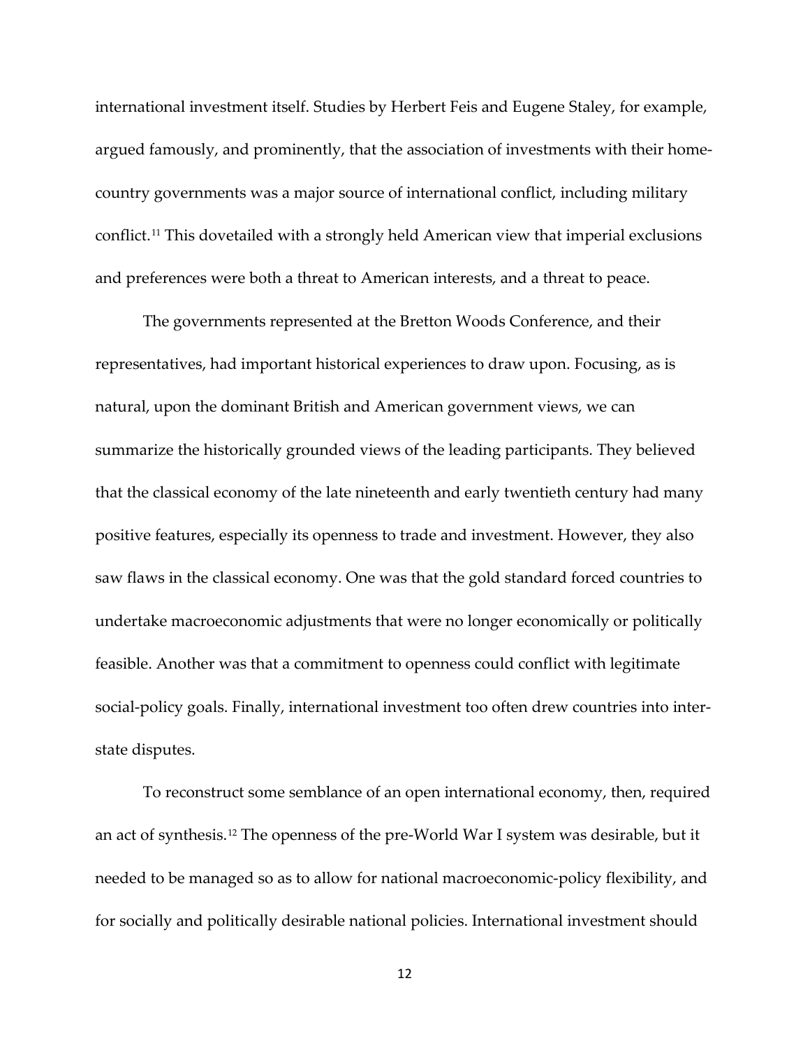international investment itself. Studies by Herbert Feis and Eugene Staley, for example, argued famously, and prominently, that the association of investments with their home-country governments was a major source of international conflict, including military conflict.[11] This dovetailed with a strongly held American view that imperial exclusions and preferences were both a threat to American interests, and a threat to peace.

The governments represented at the Bretton Woods Conference, and their representatives, had important historical experiences to draw upon. Focusing, as is natural, upon the dominant British and American government views, we can summarize the historically grounded views of the leading participants. They believed that the classical economy of the late nineteenth and early twentieth century had many positive features, especially its openness to trade and investment. However, they also saw flaws in the classical economy. One was that the gold standard forced countries to undertake macroeconomic adjustments that were no longer economically or politically feasible. Another was that a commitment to openness could conflict with legitimate social-policy goals. Finally, international investment too often drew countries into inter-state disputes.

To reconstruct some semblance of an open international economy, then, required an act of synthesis.[12] The openness of the pre-World War I system was desirable, but it needed to be managed so as to allow for national macroeconomic-policy flexibility, and for socially and politically desirable national policies. International investment should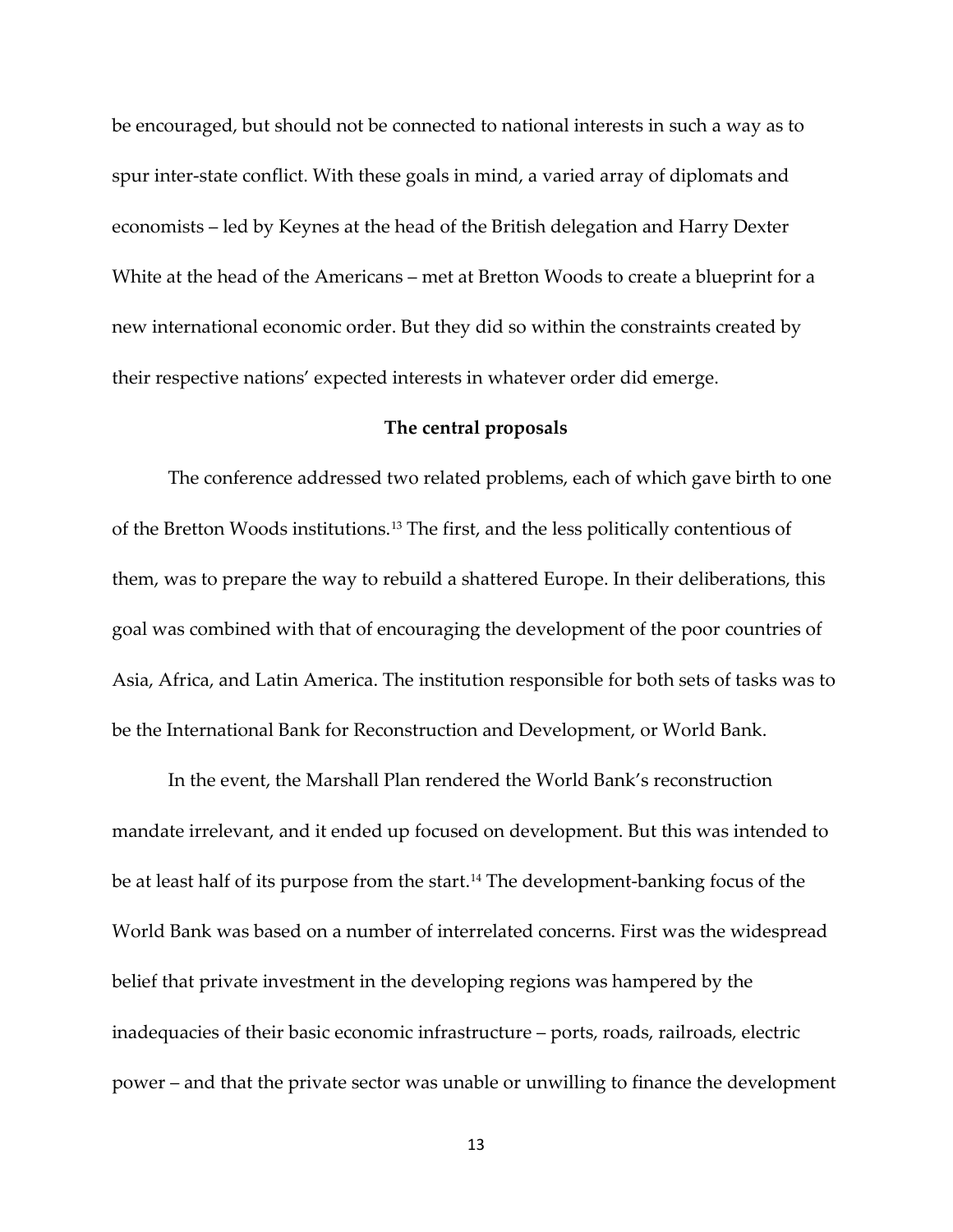be encouraged, but should not be connected to national interests in such a way as to spur inter-state conflict. With these goals in mind, a varied array of diplomats and economists – led by Keynes at the head of the British delegation and Harry Dexter White at the head of the Americans – met at Bretton Woods to create a blueprint for a new international economic order. But they did so within the constraints created by their respective nations' expected interests in whatever order did emerge.

## The central proposals

The conference addressed two related problems, each of which gave birth to one of the Bretton Woods institutions.[13] The first, and the less politically contentious of them, was to prepare the way to rebuild a shattered Europe. In their deliberations, this goal was combined with that of encouraging the development of the poor countries of Asia, Africa, and Latin America. The institution responsible for both sets of tasks was to be the International Bank for Reconstruction and Development, or World Bank.

In the event, the Marshall Plan rendered the World Bank's reconstruction mandate irrelevant, and it ended up focused on development. But this was intended to be at least half of its purpose from the start.[14] The development-banking focus of the World Bank was based on a number of interrelated concerns. First was the widespread belief that private investment in the developing regions was hampered by the inadequacies of their basic economic infrastructure – ports, roads, railroads, electric power – and that the private sector was unable or unwilling to finance the development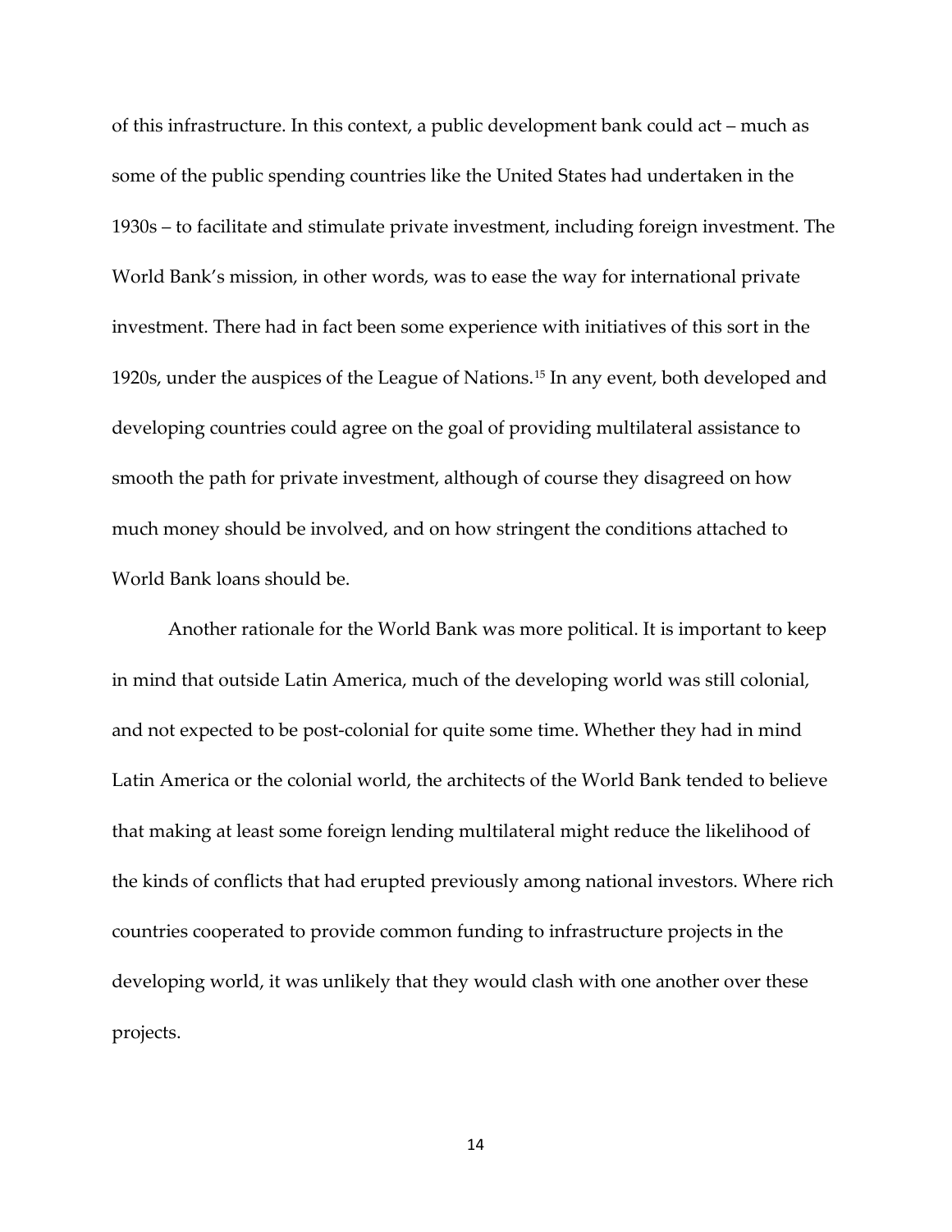of this infrastructure. In this context, a public development bank could act – much as some of the public spending countries like the United States had undertaken in the 1930s – to facilitate and stimulate private investment, including foreign investment. The World Bank's mission, in other words, was to ease the way for international private investment. There had in fact been some experience with initiatives of this sort in the 1920s, under the auspices of the League of Nations.[15] In any event, both developed and developing countries could agree on the goal of providing multilateral assistance to smooth the path for private investment, although of course they disagreed on how much money should be involved, and on how stringent the conditions attached to World Bank loans should be.

Another rationale for the World Bank was more political. It is important to keep in mind that outside Latin America, much of the developing world was still colonial, and not expected to be post-colonial for quite some time. Whether they had in mind Latin America or the colonial world, the architects of the World Bank tended to believe that making at least some foreign lending multilateral might reduce the likelihood of the kinds of conflicts that had erupted previously among national investors. Where rich countries cooperated to provide common funding to infrastructure projects in the developing world, it was unlikely that they would clash with one another over these projects.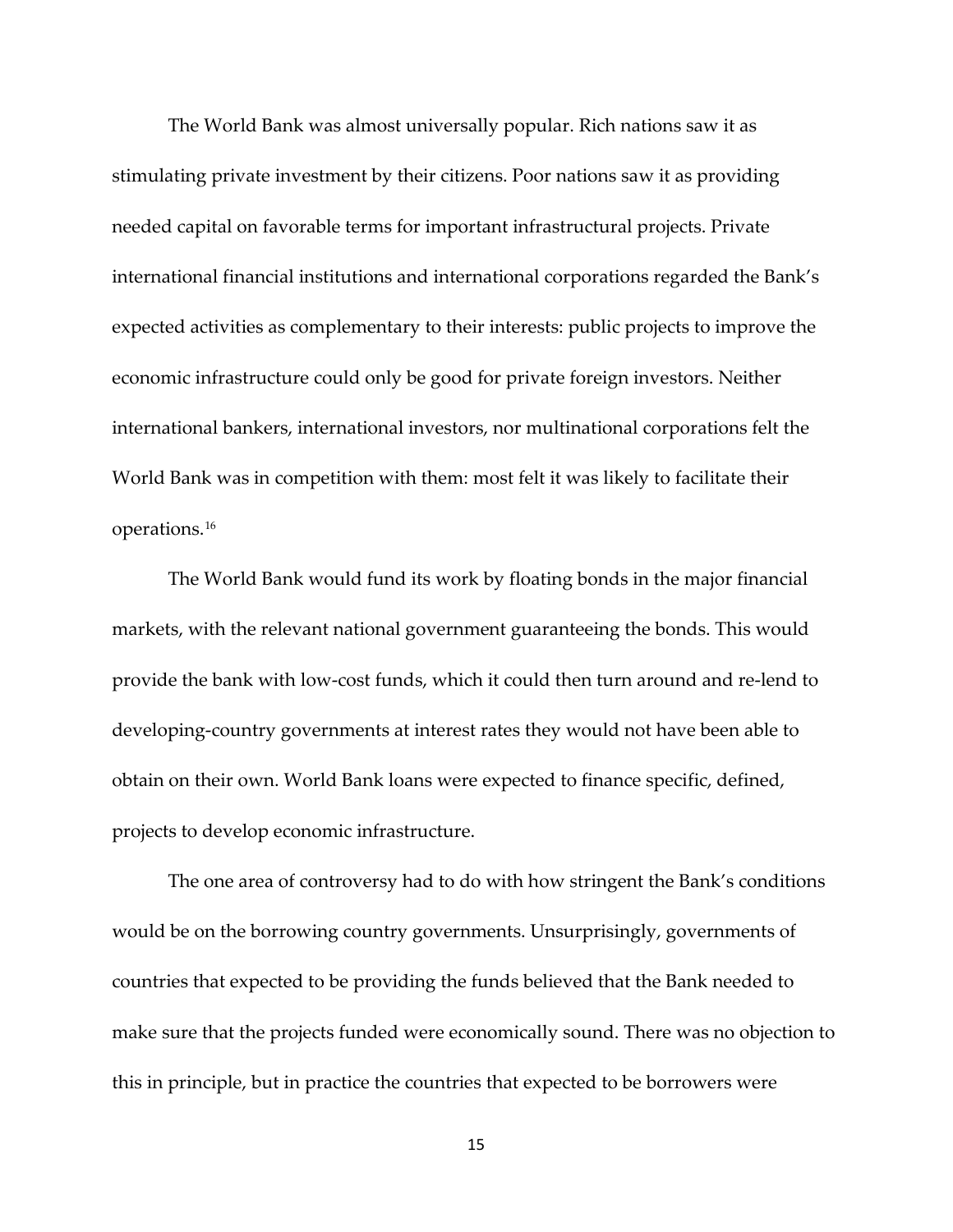The World Bank was almost universally popular. Rich nations saw it as stimulating private investment by their citizens. Poor nations saw it as providing needed capital on favorable terms for important infrastructural projects. Private international financial institutions and international corporations regarded the Bank's expected activities as complementary to their interests: public projects to improve the economic infrastructure could only be good for private foreign investors. Neither international bankers, international investors, nor multinational corporations felt the World Bank was in competition with them: most felt it was likely to facilitate their operations.[16]

The World Bank would fund its work by floating bonds in the major financial markets, with the relevant national government guaranteeing the bonds. This would provide the bank with low-cost funds, which it could then turn around and re-lend to developing-country governments at interest rates they would not have been able to obtain on their own. World Bank loans were expected to finance specific, defined, projects to develop economic infrastructure.

The one area of controversy had to do with how stringent the Bank's conditions would be on the borrowing country governments. Unsurprisingly, governments of countries that expected to be providing the funds believed that the Bank needed to make sure that the projects funded were economically sound. There was no objection to this in principle, but in practice the countries that expected to be borrowers were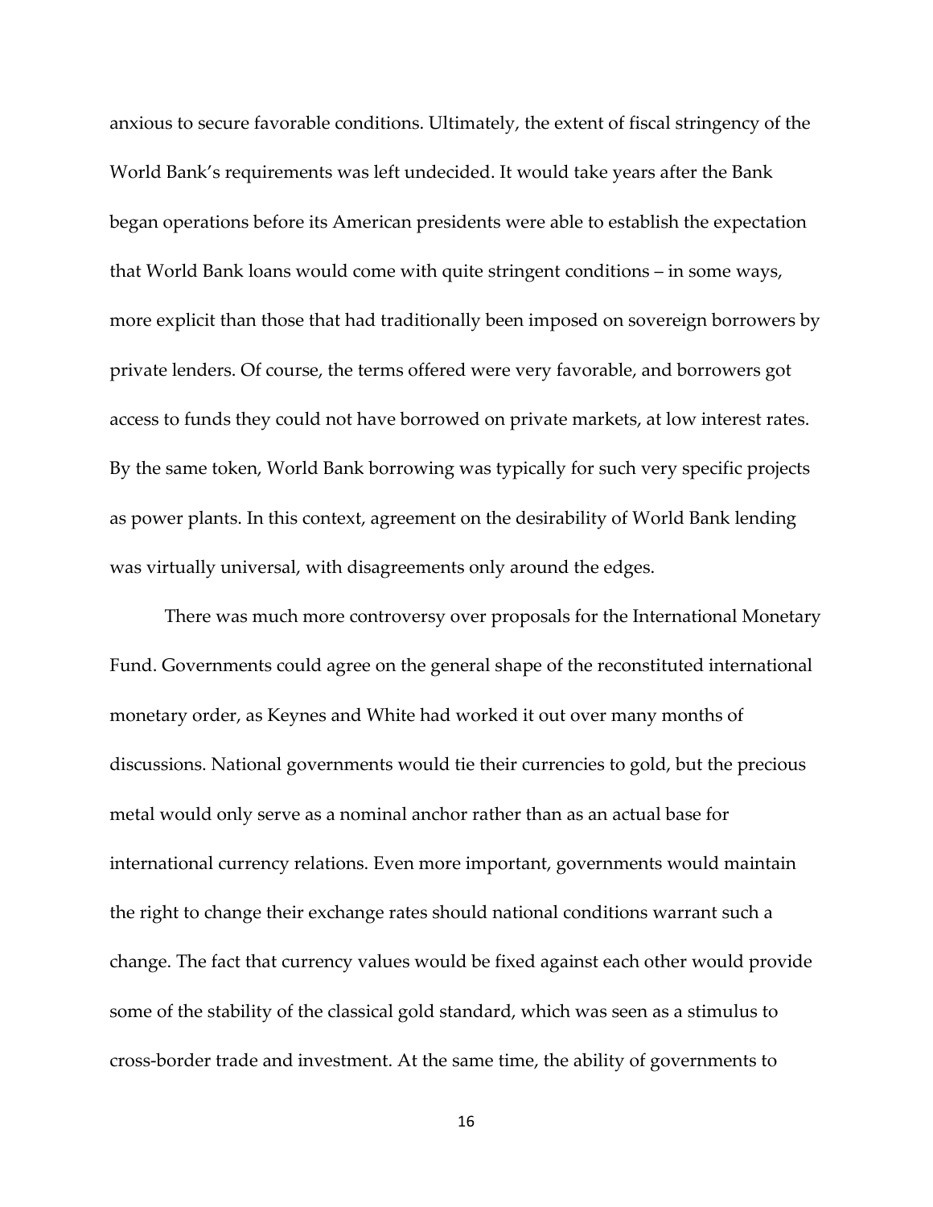anxious to secure favorable conditions. Ultimately, the extent of fiscal stringency of the World Bank's requirements was left undecided. It would take years after the Bank began operations before its American presidents were able to establish the expectation that World Bank loans would come with quite stringent conditions – in some ways, more explicit than those that had traditionally been imposed on sovereign borrowers by private lenders. Of course, the terms offered were very favorable, and borrowers got access to funds they could not have borrowed on private markets, at low interest rates. By the same token, World Bank borrowing was typically for such very specific projects as power plants. In this context, agreement on the desirability of World Bank lending was virtually universal, with disagreements only around the edges.

There was much more controversy over proposals for the International Monetary Fund. Governments could agree on the general shape of the reconstituted international monetary order, as Keynes and White had worked it out over many months of discussions. National governments would tie their currencies to gold, but the precious metal would only serve as a nominal anchor rather than as an actual base for international currency relations. Even more important, governments would maintain the right to change their exchange rates should national conditions warrant such a change. The fact that currency values would be fixed against each other would provide some of the stability of the classical gold standard, which was seen as a stimulus to cross-border trade and investment. At the same time, the ability of governments to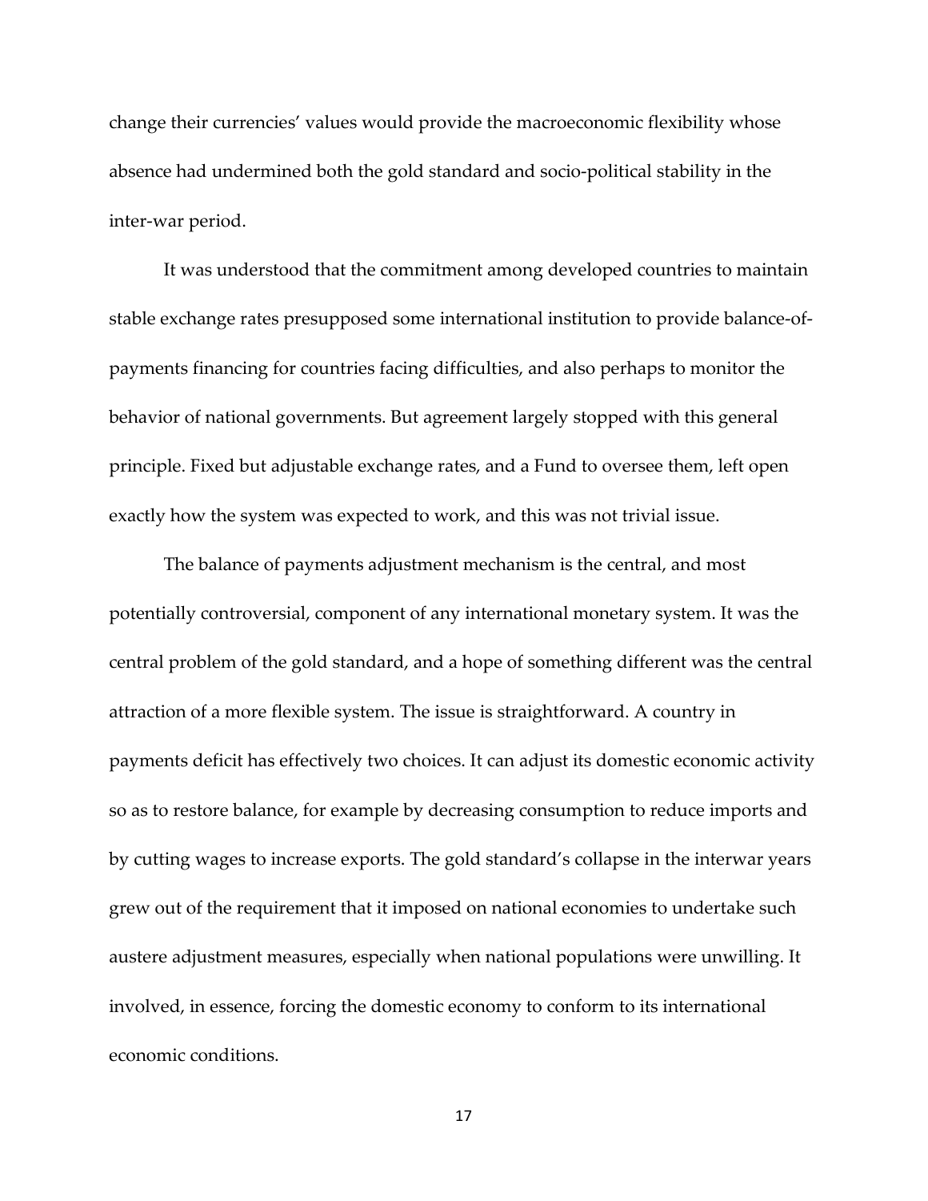change their currencies' values would provide the macroeconomic flexibility whose absence had undermined both the gold standard and socio-political stability in the inter-war period.

It was understood that the commitment among developed countries to maintain stable exchange rates presupposed some international institution to provide balance-of-payments financing for countries facing difficulties, and also perhaps to monitor the behavior of national governments. But agreement largely stopped with this general principle. Fixed but adjustable exchange rates, and a Fund to oversee them, left open exactly how the system was expected to work, and this was not trivial issue.

The balance of payments adjustment mechanism is the central, and most potentially controversial, component of any international monetary system. It was the central problem of the gold standard, and a hope of something different was the central attraction of a more flexible system. The issue is straightforward. A country in payments deficit has effectively two choices. It can adjust its domestic economic activity so as to restore balance, for example by decreasing consumption to reduce imports and by cutting wages to increase exports. The gold standard's collapse in the interwar years grew out of the requirement that it imposed on national economies to undertake such austere adjustment measures, especially when national populations were unwilling. It involved, in essence, forcing the domestic economy to conform to its international economic conditions.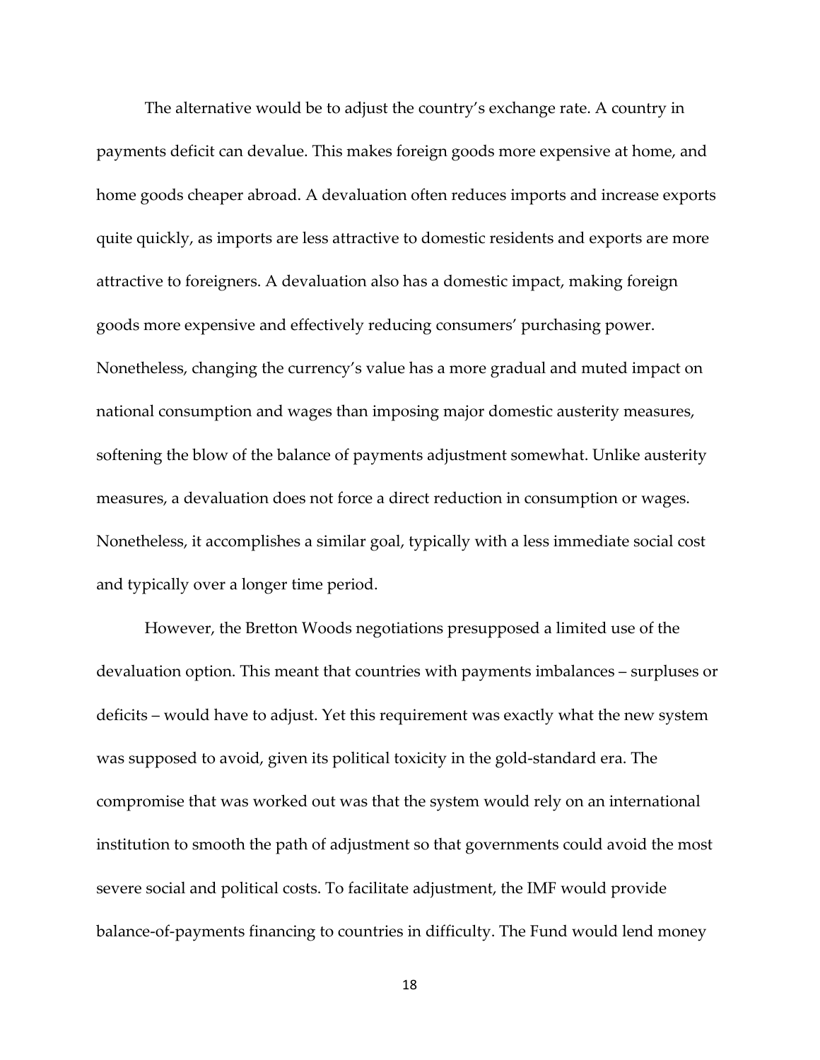The alternative would be to adjust the country's exchange rate. A country in payments deficit can devalue. This makes foreign goods more expensive at home, and home goods cheaper abroad. A devaluation often reduces imports and increase exports quite quickly, as imports are less attractive to domestic residents and exports are more attractive to foreigners. A devaluation also has a domestic impact, making foreign goods more expensive and effectively reducing consumers' purchasing power. Nonetheless, changing the currency's value has a more gradual and muted impact on national consumption and wages than imposing major domestic austerity measures, softening the blow of the balance of payments adjustment somewhat. Unlike austerity measures, a devaluation does not force a direct reduction in consumption or wages. Nonetheless, it accomplishes a similar goal, typically with a less immediate social cost and typically over a longer time period.

However, the Bretton Woods negotiations presupposed a limited use of the devaluation option. This meant that countries with payments imbalances – surpluses or deficits – would have to adjust. Yet this requirement was exactly what the new system was supposed to avoid, given its political toxicity in the gold-standard era. The compromise that was worked out was that the system would rely on an international institution to smooth the path of adjustment so that governments could avoid the most severe social and political costs. To facilitate adjustment, the IMF would provide balance-of-payments financing to countries in difficulty. The Fund would lend money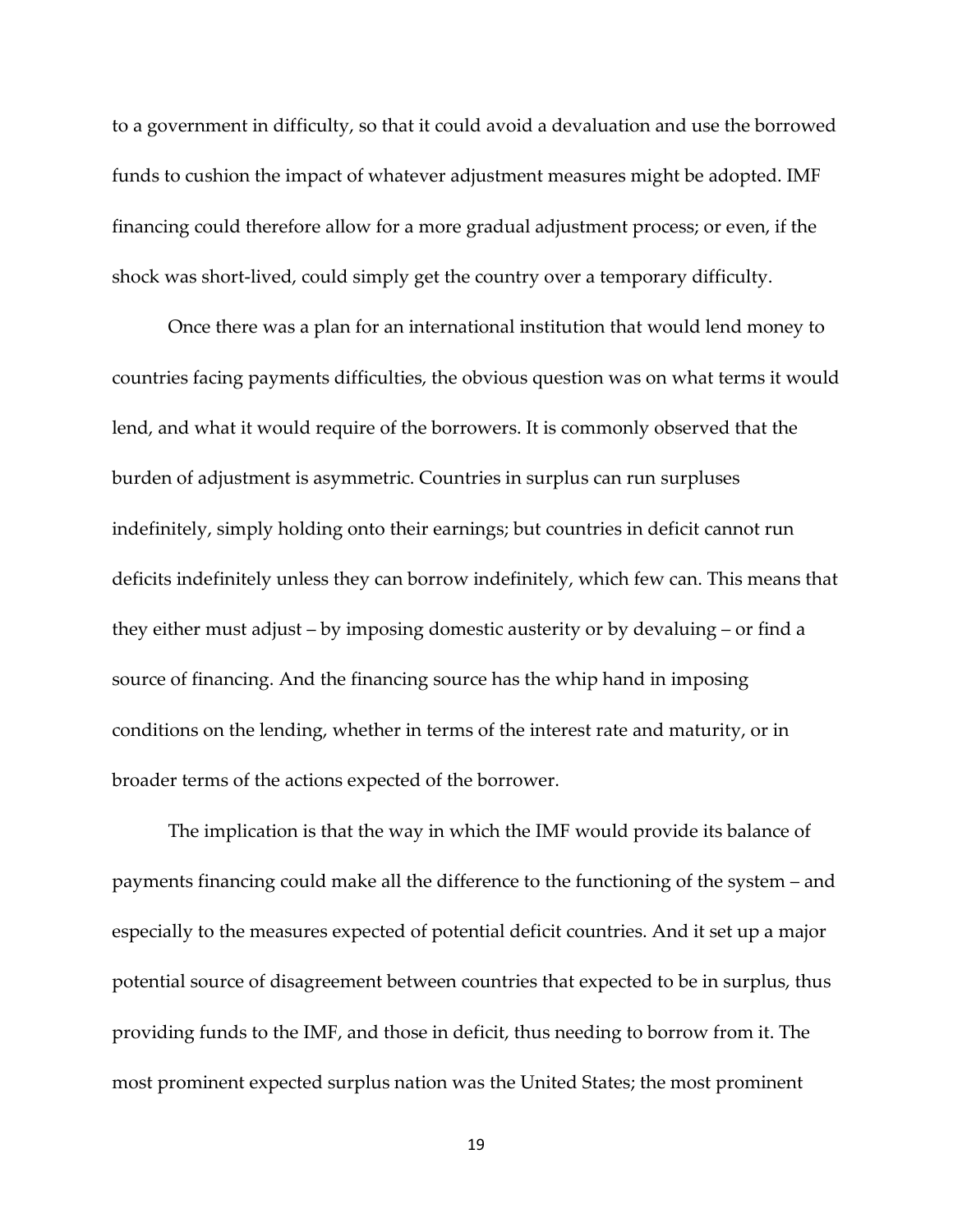to a government in difficulty, so that it could avoid a devaluation and use the borrowed funds to cushion the impact of whatever adjustment measures might be adopted. IMF financing could therefore allow for a more gradual adjustment process; or even, if the shock was short-lived, could simply get the country over a temporary difficulty.

Once there was a plan for an international institution that would lend money to countries facing payments difficulties, the obvious question was on what terms it would lend, and what it would require of the borrowers. It is commonly observed that the burden of adjustment is asymmetric. Countries in surplus can run surpluses indefinitely, simply holding onto their earnings; but countries in deficit cannot run deficits indefinitely unless they can borrow indefinitely, which few can. This means that they either must adjust – by imposing domestic austerity or by devaluing – or find a source of financing. And the financing source has the whip hand in imposing conditions on the lending, whether in terms of the interest rate and maturity, or in broader terms of the actions expected of the borrower.

The implication is that the way in which the IMF would provide its balance of payments financing could make all the difference to the functioning of the system – and especially to the measures expected of potential deficit countries. And it set up a major potential source of disagreement between countries that expected to be in surplus, thus providing funds to the IMF, and those in deficit, thus needing to borrow from it. The most prominent expected surplus nation was the United States; the most prominent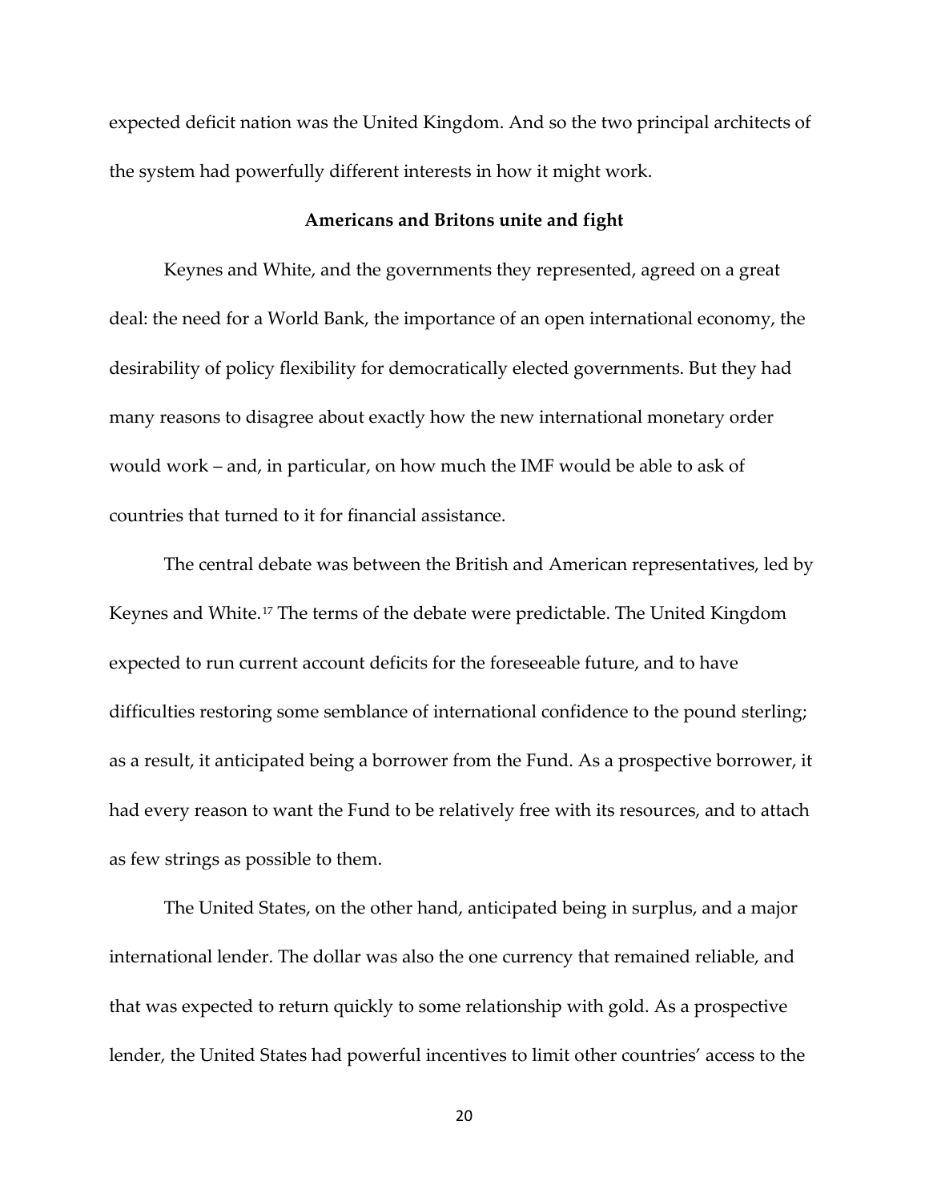expected deficit nation was the United Kingdom. And so the two principal architects of the system had powerfully different interests in how it might work.

### Americans and Britons unite and fight

Keynes and White, and the governments they represented, agreed on a great deal: the need for a World Bank, the importance of an open international economy, the desirability of policy flexibility for democratically elected governments. But they had many reasons to disagree about exactly how the new international monetary order would work – and, in particular, on how much the IMF would be able to ask of countries that turned to it for financial assistance.

The central debate was between the British and American representatives, led by Keynes and White.[17] The terms of the debate were predictable. The United Kingdom expected to run current account deficits for the foreseeable future, and to have difficulties restoring some semblance of international confidence to the pound sterling; as a result, it anticipated being a borrower from the Fund. As a prospective borrower, it had every reason to want the Fund to be relatively free with its resources, and to attach as few strings as possible to them.

The United States, on the other hand, anticipated being in surplus, and a major international lender. The dollar was also the one currency that remained reliable, and that was expected to return quickly to some relationship with gold. As a prospective lender, the United States had powerful incentives to limit other countries' access to the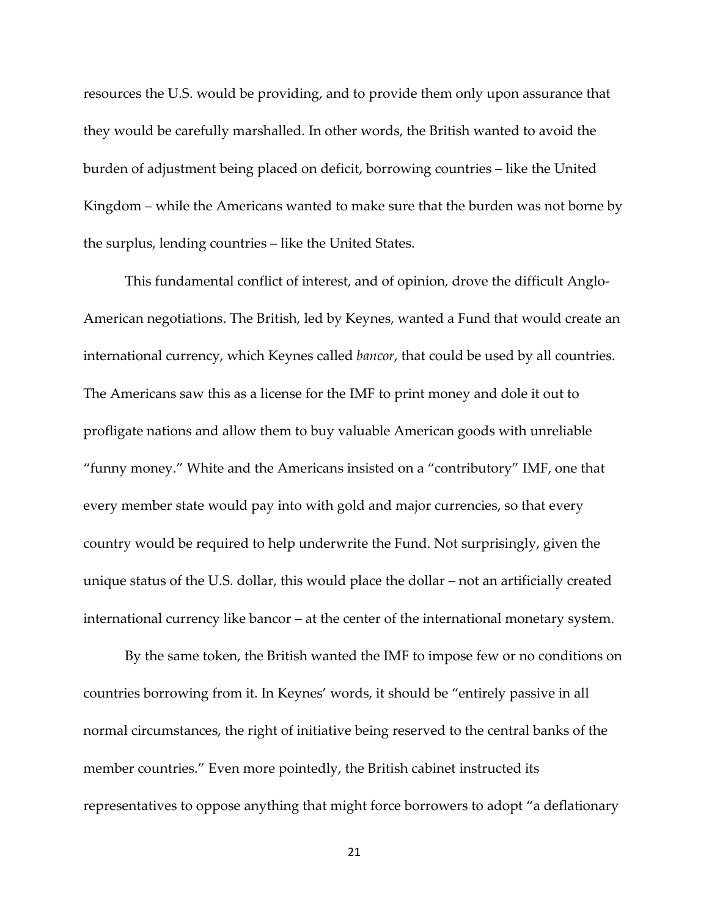resources the U.S. would be providing, and to provide them only upon assurance that they would be carefully marshalled. In other words, the British wanted to avoid the burden of adjustment being placed on deficit, borrowing countries – like the United Kingdom – while the Americans wanted to make sure that the burden was not borne by the surplus, lending countries – like the United States.

This fundamental conflict of interest, and of opinion, drove the difficult Anglo-American negotiations. The British, led by Keynes, wanted a Fund that would create an international currency, which Keynes called *bancor*, that could be used by all countries. The Americans saw this as a license for the IMF to print money and dole it out to profligate nations and allow them to buy valuable American goods with unreliable "funny money." White and the Americans insisted on a "contributory" IMF, one that every member state would pay into with gold and major currencies, so that every country would be required to help underwrite the Fund. Not surprisingly, given the unique status of the U.S. dollar, this would place the dollar – not an artificially created international currency like bancor – at the center of the international monetary system.

By the same token, the British wanted the IMF to impose few or no conditions on countries borrowing from it. In Keynes' words, it should be "entirely passive in all normal circumstances, the right of initiative being reserved to the central banks of the member countries." Even more pointedly, the British cabinet instructed its representatives to oppose anything that might force borrowers to adopt "a deflationary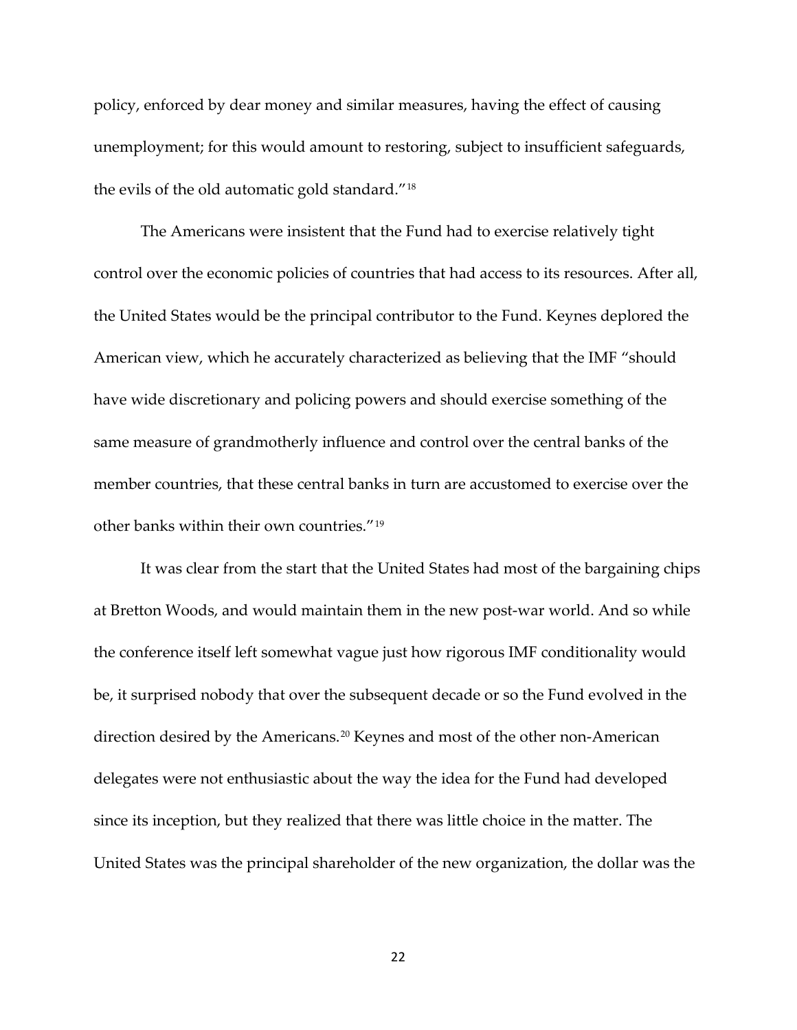policy, enforced by dear money and similar measures, having the effect of causing unemployment; for this would amount to restoring, subject to insufficient safeguards, the evils of the old automatic gold standard."[18]

The Americans were insistent that the Fund had to exercise relatively tight control over the economic policies of countries that had access to its resources. After all, the United States would be the principal contributor to the Fund. Keynes deplored the American view, which he accurately characterized as believing that the IMF "should have wide discretionary and policing powers and should exercise something of the same measure of grandmotherly influence and control over the central banks of the member countries, that these central banks in turn are accustomed to exercise over the other banks within their own countries."[19]

It was clear from the start that the United States had most of the bargaining chips at Bretton Woods, and would maintain them in the new post-war world. And so while the conference itself left somewhat vague just how rigorous IMF conditionality would be, it surprised nobody that over the subsequent decade or so the Fund evolved in the direction desired by the Americans.[20] Keynes and most of the other non-American delegates were not enthusiastic about the way the idea for the Fund had developed since its inception, but they realized that there was little choice in the matter. The United States was the principal shareholder of the new organization, the dollar was the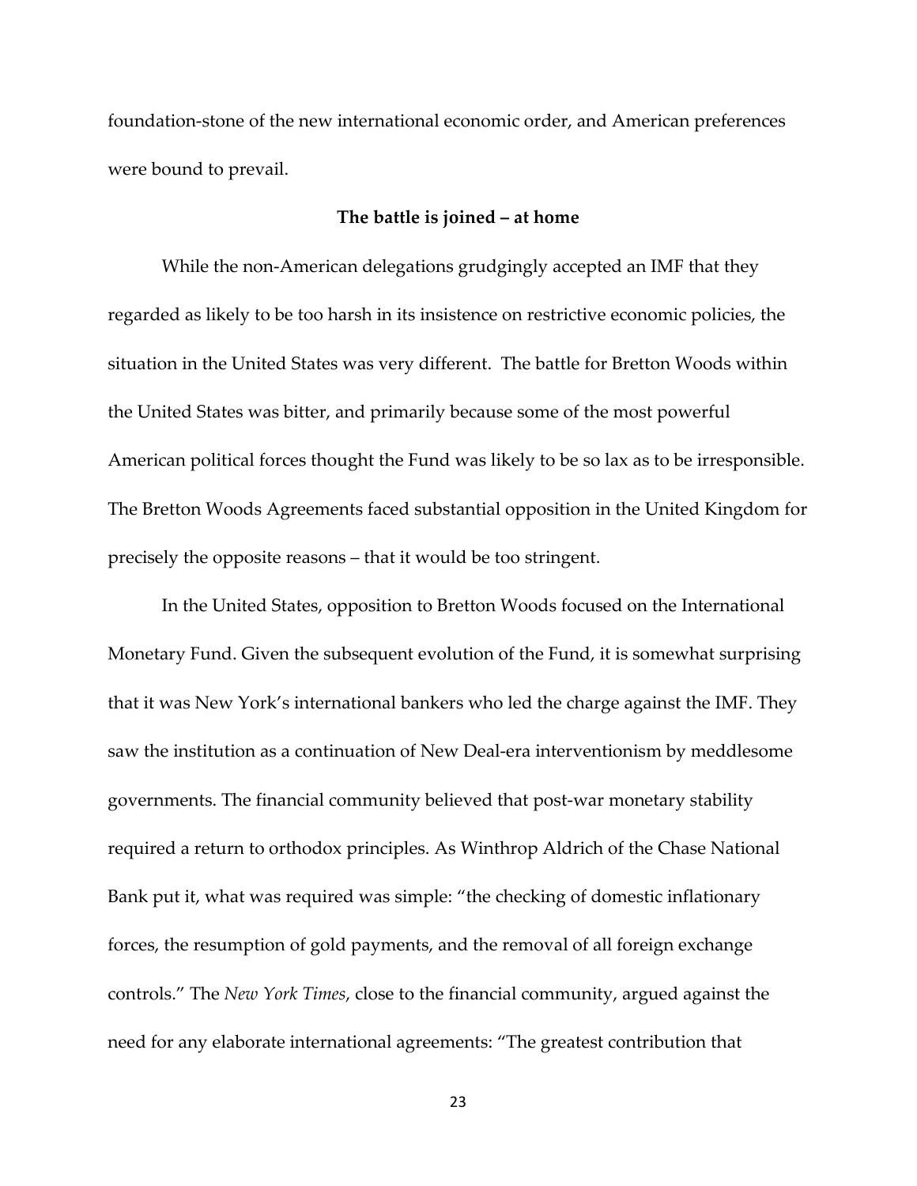foundation-stone of the new international economic order, and American preferences were bound to prevail.

### The battle is joined – at home

While the non-American delegations grudgingly accepted an IMF that they regarded as likely to be too harsh in its insistence on restrictive economic policies, the situation in the United States was very different. The battle for Bretton Woods within the United States was bitter, and primarily because some of the most powerful American political forces thought the Fund was likely to be so lax as to be irresponsible. The Bretton Woods Agreements faced substantial opposition in the United Kingdom for precisely the opposite reasons – that it would be too stringent.

In the United States, opposition to Bretton Woods focused on the International Monetary Fund. Given the subsequent evolution of the Fund, it is somewhat surprising that it was New York's international bankers who led the charge against the IMF. They saw the institution as a continuation of New Deal-era interventionism by meddlesome governments. The financial community believed that post-war monetary stability required a return to orthodox principles. As Winthrop Aldrich of the Chase National Bank put it, what was required was simple: "the checking of domestic inflationary forces, the resumption of gold payments, and the removal of all foreign exchange controls." The *New York Times*, close to the financial community, argued against the need for any elaborate international agreements: "The greatest contribution that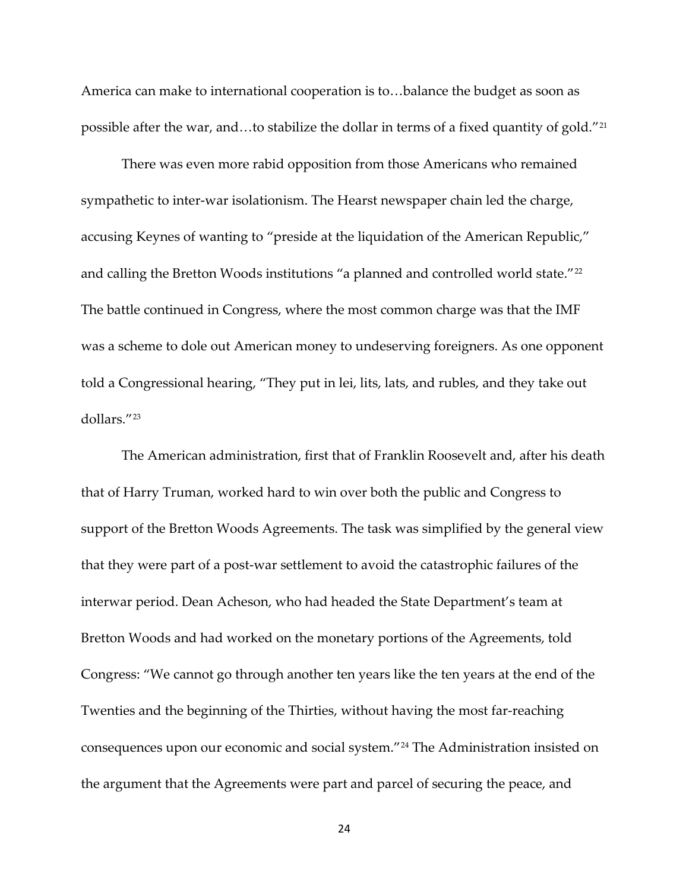America can make to international cooperation is to…balance the budget as soon as possible after the war, and…to stabilize the dollar in terms of a fixed quantity of gold."[21]

There was even more rabid opposition from those Americans who remained sympathetic to inter-war isolationism. The Hearst newspaper chain led the charge, accusing Keynes of wanting to "preside at the liquidation of the American Republic," and calling the Bretton Woods institutions "a planned and controlled world state."[22] The battle continued in Congress, where the most common charge was that the IMF was a scheme to dole out American money to undeserving foreigners. As one opponent told a Congressional hearing, "They put in lei, lits, lats, and rubles, and they take out dollars."[23]

The American administration, first that of Franklin Roosevelt and, after his death that of Harry Truman, worked hard to win over both the public and Congress to support of the Bretton Woods Agreements. The task was simplified by the general view that they were part of a post-war settlement to avoid the catastrophic failures of the interwar period. Dean Acheson, who had headed the State Department's team at Bretton Woods and had worked on the monetary portions of the Agreements, told Congress: "We cannot go through another ten years like the ten years at the end of the Twenties and the beginning of the Thirties, without having the most far-reaching consequences upon our economic and social system."[24] The Administration insisted on the argument that the Agreements were part and parcel of securing the peace, and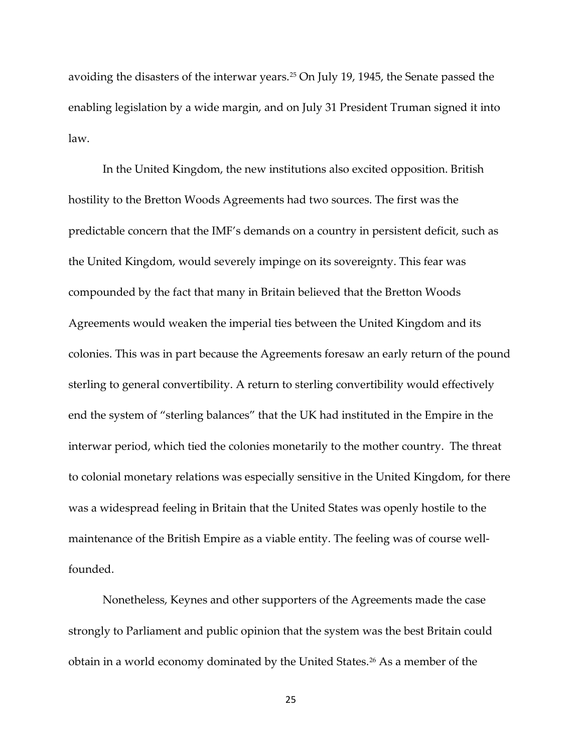avoiding the disasters of the interwar years.[25] On July 19, 1945, the Senate passed the enabling legislation by a wide margin, and on July 31 President Truman signed it into law.

In the United Kingdom, the new institutions also excited opposition. British hostility to the Bretton Woods Agreements had two sources. The first was the predictable concern that the IMF's demands on a country in persistent deficit, such as the United Kingdom, would severely impinge on its sovereignty. This fear was compounded by the fact that many in Britain believed that the Bretton Woods Agreements would weaken the imperial ties between the United Kingdom and its colonies. This was in part because the Agreements foresaw an early return of the pound sterling to general convertibility. A return to sterling convertibility would effectively end the system of "sterling balances" that the UK had instituted in the Empire in the interwar period, which tied the colonies monetarily to the mother country. The threat to colonial monetary relations was especially sensitive in the United Kingdom, for there was a widespread feeling in Britain that the United States was openly hostile to the maintenance of the British Empire as a viable entity. The feeling was of course well-founded.

Nonetheless, Keynes and other supporters of the Agreements made the case strongly to Parliament and public opinion that the system was the best Britain could obtain in a world economy dominated by the United States.[26] As a member of the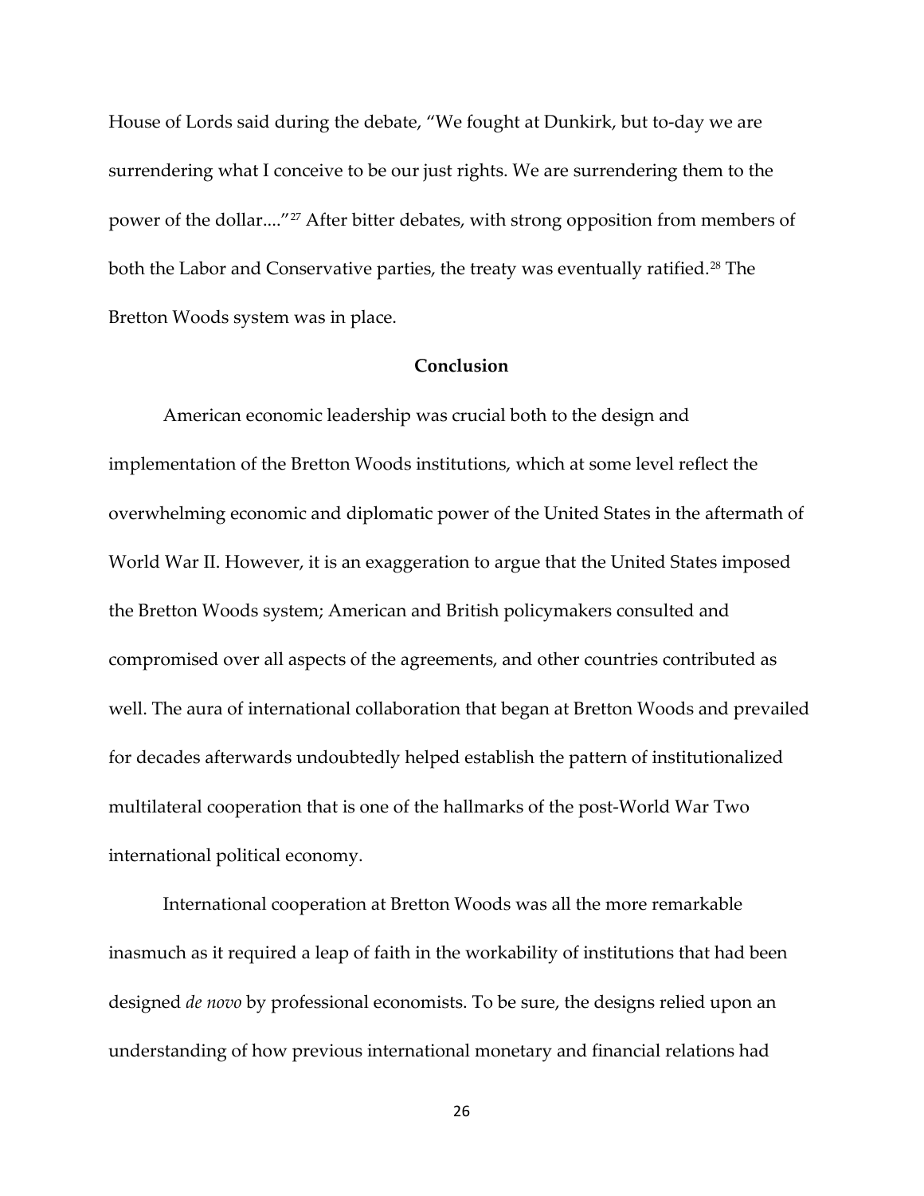House of Lords said during the debate, "We fought at Dunkirk, but to-day we are surrendering what I conceive to be our just rights. We are surrendering them to the power of the dollar...."[27] After bitter debates, with strong opposition from members of both the Labor and Conservative parties, the treaty was eventually ratified.[28] The Bretton Woods system was in place.

## Conclusion

American economic leadership was crucial both to the design and implementation of the Bretton Woods institutions, which at some level reflect the overwhelming economic and diplomatic power of the United States in the aftermath of World War II. However, it is an exaggeration to argue that the United States imposed the Bretton Woods system; American and British policymakers consulted and compromised over all aspects of the agreements, and other countries contributed as well. The aura of international collaboration that began at Bretton Woods and prevailed for decades afterwards undoubtedly helped establish the pattern of institutionalized multilateral cooperation that is one of the hallmarks of the post-World War Two international political economy.

International cooperation at Bretton Woods was all the more remarkable inasmuch as it required a leap of faith in the workability of institutions that had been designed *de novo* by professional economists. To be sure, the designs relied upon an understanding of how previous international monetary and financial relations had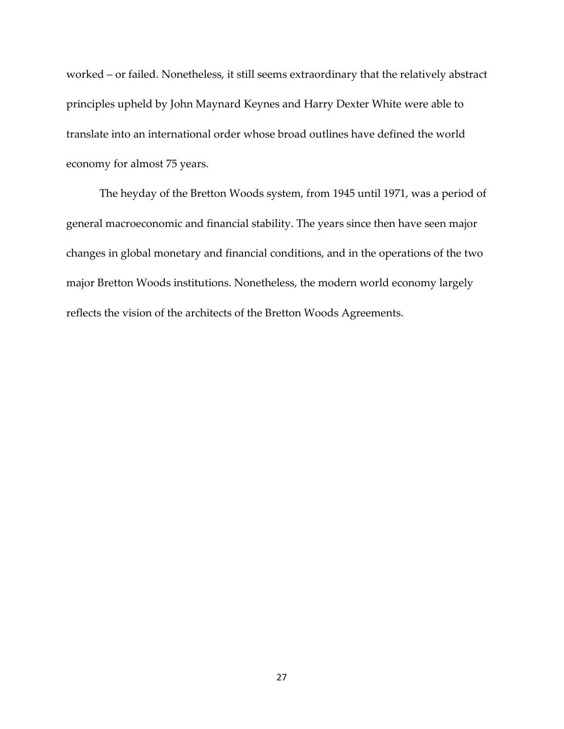worked – or failed. Nonetheless, it still seems extraordinary that the relatively abstract principles upheld by John Maynard Keynes and Harry Dexter White were able to translate into an international order whose broad outlines have defined the world economy for almost 75 years.

The heyday of the Bretton Woods system, from 1945 until 1971, was a period of general macroeconomic and financial stability. The years since then have seen major changes in global monetary and financial conditions, and in the operations of the two major Bretton Woods institutions. Nonetheless, the modern world economy largely reflects the vision of the architects of the Bretton Woods Agreements.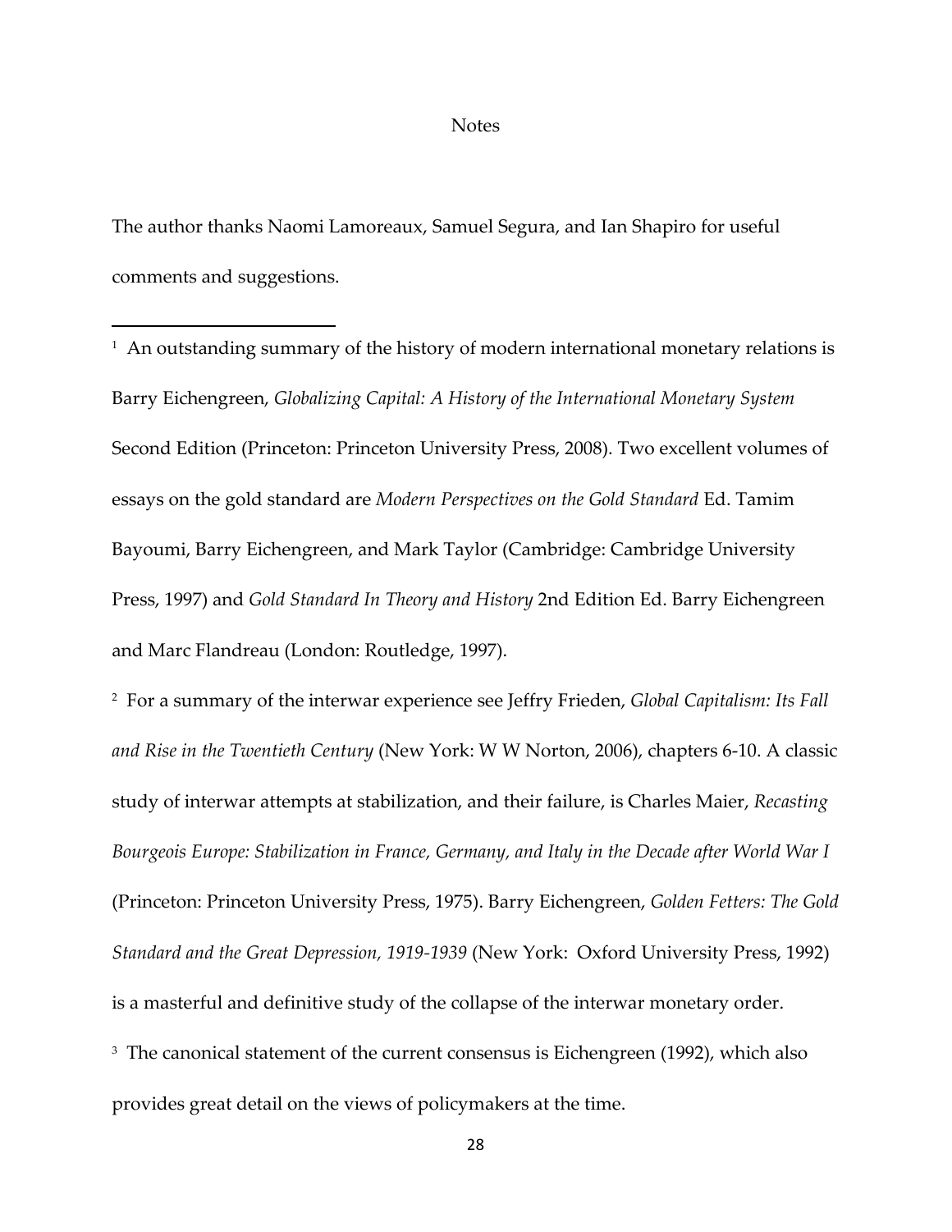# Notes

The author thanks Naomi Lamoreaux, Samuel Segura, and Ian Shapiro for useful comments and suggestions.

---

[1] An outstanding summary of the history of modern international monetary relations is Barry Eichengreen, *Globalizing Capital: A History of the International Monetary System* Second Edition (Princeton: Princeton University Press, 2008). Two excellent volumes of essays on the gold standard are *Modern Perspectives on the Gold Standard* Ed. Tamim Bayoumi, Barry Eichengreen, and Mark Taylor (Cambridge: Cambridge University Press, 1997) and *Gold Standard In Theory and History* 2nd Edition Ed. Barry Eichengreen and Marc Flandreau (London: Routledge, 1997).

[2] For a summary of the interwar experience see Jeffry Frieden, *Global Capitalism: Its Fall and Rise in the Twentieth Century* (New York: W W Norton, 2006), chapters 6-10. A classic study of interwar attempts at stabilization, and their failure, is Charles Maier, *Recasting Bourgeois Europe: Stabilization in France, Germany, and Italy in the Decade after World War I* (Princeton: Princeton University Press, 1975). Barry Eichengreen, *Golden Fetters: The Gold Standard and the Great Depression, 1919-1939* (New York: Oxford University Press, 1992) is a masterful and definitive study of the collapse of the interwar monetary order.

[3] The canonical statement of the current consensus is Eichengreen (1992), which also provides great detail on the views of policymakers at the time.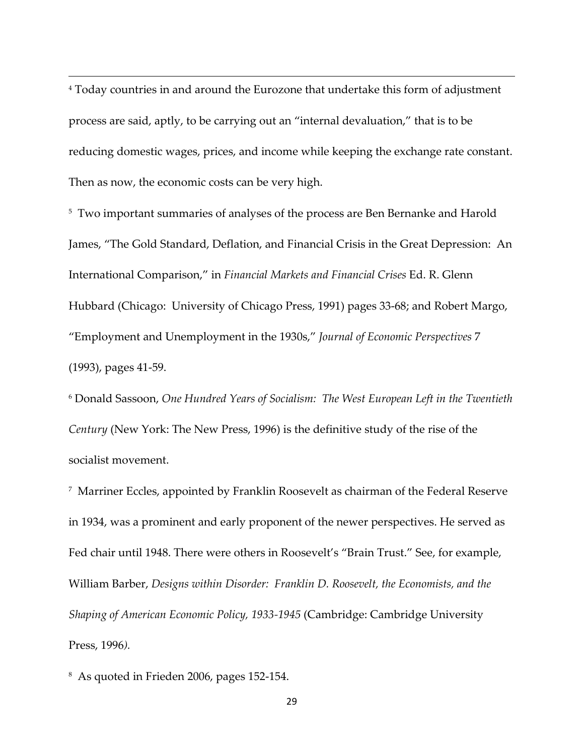[4] Today countries in and around the Eurozone that undertake this form of adjustment process are said, aptly, to be carrying out an "internal devaluation," that is to be reducing domestic wages, prices, and income while keeping the exchange rate constant. Then as now, the economic costs can be very high.

[5] Two important summaries of analyses of the process are Ben Bernanke and Harold James, "The Gold Standard, Deflation, and Financial Crisis in the Great Depression: An International Comparison," in *Financial Markets and Financial Crises* Ed. R. Glenn Hubbard (Chicago: University of Chicago Press, 1991) pages 33-68; and Robert Margo, "Employment and Unemployment in the 1930s," *Journal of Economic Perspectives* 7 (1993), pages 41-59.

[6] Donald Sassoon, *One Hundred Years of Socialism: The West European Left in the Twentieth Century* (New York: The New Press, 1996) is the definitive study of the rise of the socialist movement.

[7] Marriner Eccles, appointed by Franklin Roosevelt as chairman of the Federal Reserve in 1934, was a prominent and early proponent of the newer perspectives. He served as Fed chair until 1948. There were others in Roosevelt's "Brain Trust." See, for example, William Barber, *Designs within Disorder: Franklin D. Roosevelt, the Economists, and the Shaping of American Economic Policy, 1933-1945* (Cambridge: Cambridge University Press, 1996).

[8] As quoted in Frieden 2006, pages 152-154.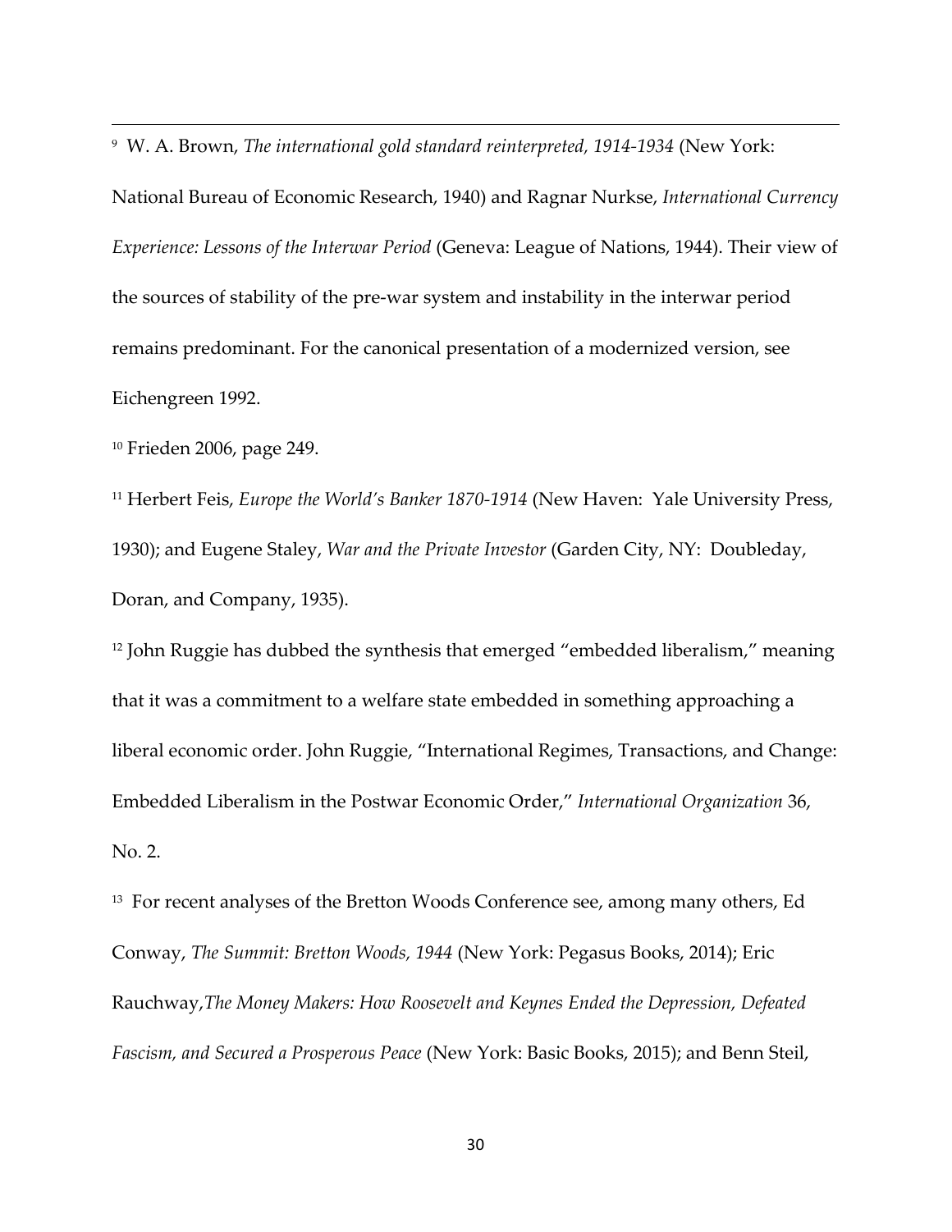[9] W. A. Brown, *The international gold standard reinterpreted, 1914-1934* (New York: National Bureau of Economic Research, 1940) and Ragnar Nurkse, *International Currency Experience: Lessons of the Interwar Period* (Geneva: League of Nations, 1944). Their view of the sources of stability of the pre-war system and instability in the interwar period remains predominant. For the canonical presentation of a modernized version, see Eichengreen 1992.

[10] Frieden 2006, page 249.

[11] Herbert Feis, *Europe the World's Banker 1870-1914* (New Haven: Yale University Press, 1930); and Eugene Staley, *War and the Private Investor* (Garden City, NY: Doubleday, Doran, and Company, 1935).

[12] John Ruggie has dubbed the synthesis that emerged "embedded liberalism," meaning that it was a commitment to a welfare state embedded in something approaching a liberal economic order. John Ruggie, "International Regimes, Transactions, and Change: Embedded Liberalism in the Postwar Economic Order," *International Organization* 36, No. 2.

[13] For recent analyses of the Bretton Woods Conference see, among many others, Ed Conway, *The Summit: Bretton Woods, 1944* (New York: Pegasus Books, 2014); Eric Rauchway, *The Money Makers: How Roosevelt and Keynes Ended the Depression, Defeated Fascism, and Secured a Prosperous Peace* (New York: Basic Books, 2015); and Benn Steil,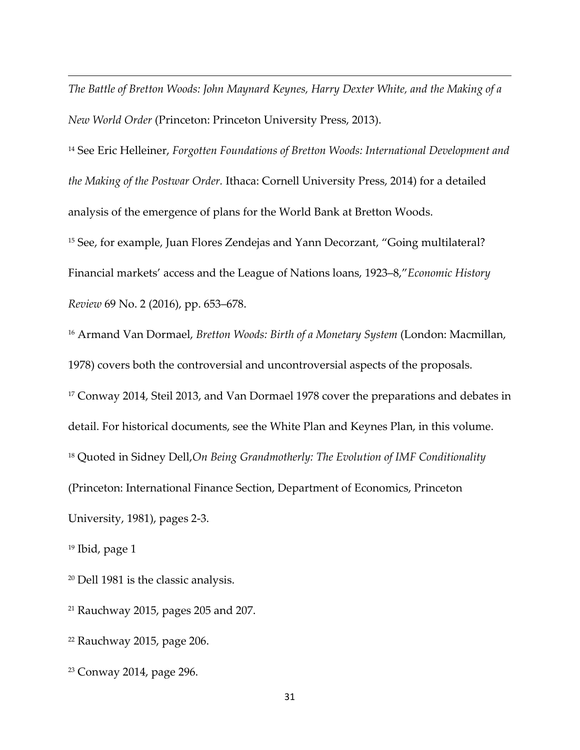*The Battle of Bretton Woods: John Maynard Keynes, Harry Dexter White, and the Making of a New World Order* (Princeton: Princeton University Press, 2013).

[14] See Eric Helleiner, *Forgotten Foundations of Bretton Woods: International Development and the Making of the Postwar Order.* Ithaca: Cornell University Press, 2014) for a detailed analysis of the emergence of plans for the World Bank at Bretton Woods.

[15] See, for example, Juan Flores Zendejas and Yann Decorzant, "Going multilateral? Financial markets' access and the League of Nations loans, 1923–8,"*Economic History Review* 69 No. 2 (2016), pp. 653–678.

[16] Armand Van Dormael, *Bretton Woods: Birth of a Monetary System* (London: Macmillan, 1978) covers both the controversial and uncontroversial aspects of the proposals.

[17] Conway 2014, Steil 2013, and Van Dormael 1978 cover the preparations and debates in detail. For historical documents, see the White Plan and Keynes Plan, in this volume.

[18] Quoted in Sidney Dell,*On Being Grandmotherly: The Evolution of IMF Conditionality* (Princeton: International Finance Section, Department of Economics, Princeton University, 1981), pages 2-3.

[19] Ibid, page 1

[20] Dell 1981 is the classic analysis.

[21] Rauchway 2015, pages 205 and 207.

[22] Rauchway 2015, page 206.

[23] Conway 2014, page 296.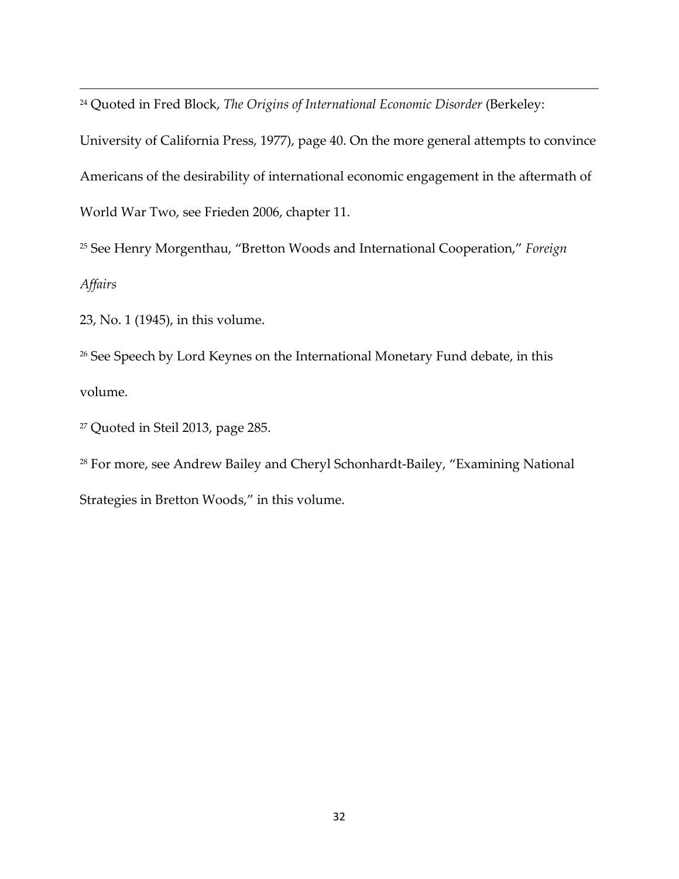[24] Quoted in Fred Block, *The Origins of International Economic Disorder* (Berkeley: University of California Press, 1977), page 40. On the more general attempts to convince Americans of the desirability of international economic engagement in the aftermath of World War Two, see Frieden 2006, chapter 11.

[25] See Henry Morgenthau, "Bretton Woods and International Cooperation," *Foreign Affairs* 23, No. 1 (1945), in this volume.

[26] See Speech by Lord Keynes on the International Monetary Fund debate, in this volume.

[27] Quoted in Steil 2013, page 285.

[28] For more, see Andrew Bailey and Cheryl Schonhardt-Bailey, "Examining National Strategies in Bretton Woods," in this volume.